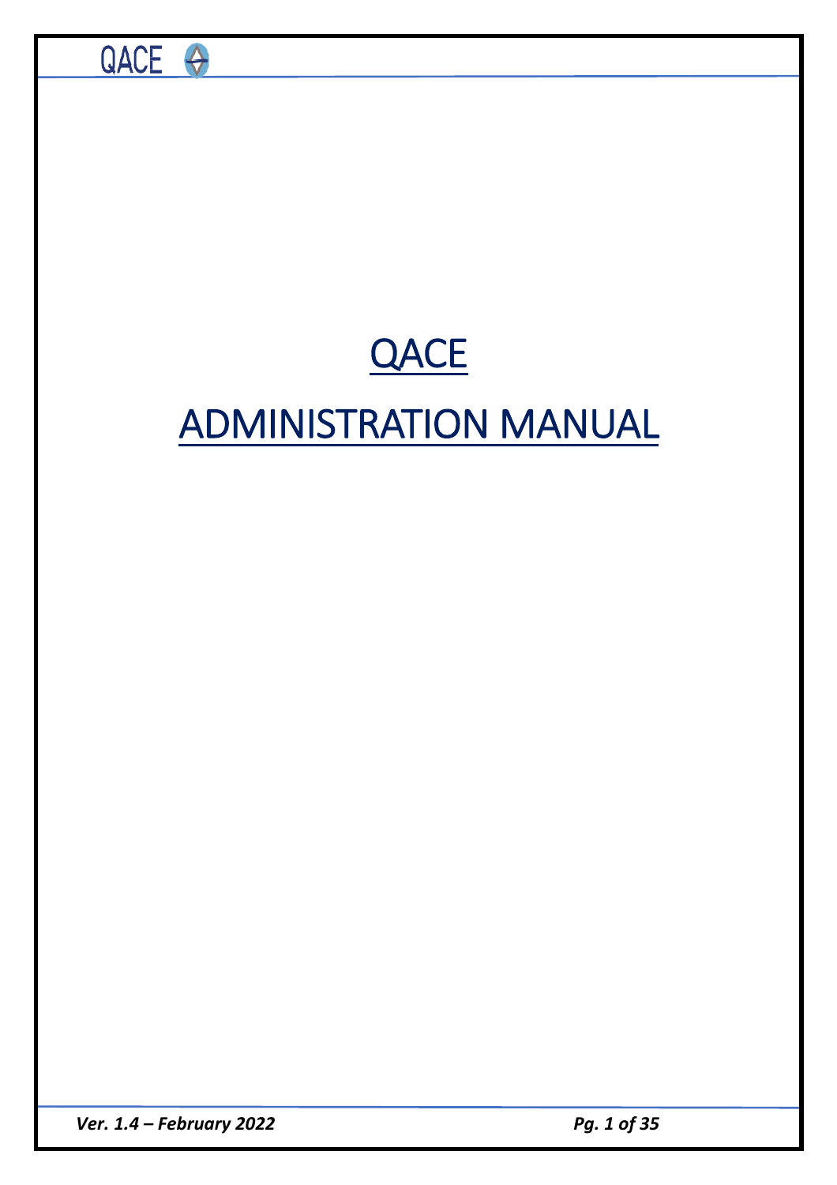# QACE

# ADMINISTRATION MANUAL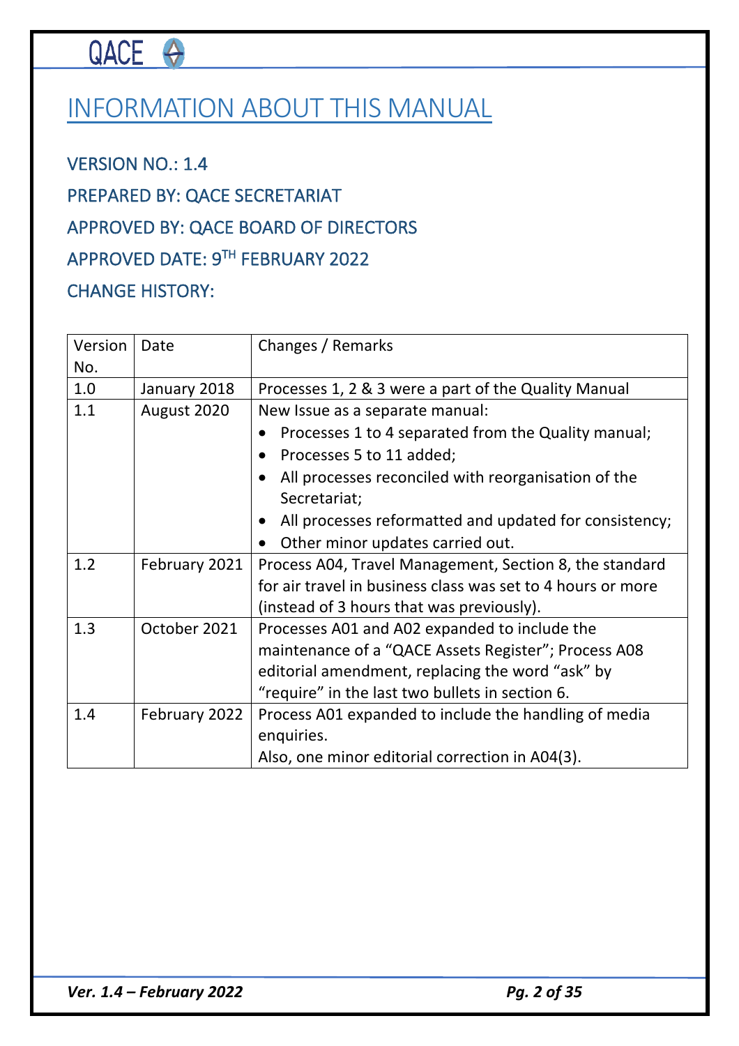# INFORMATION ABOUT THIS MANUAL

VERSION NO.: 1.4

PREPARED BY: QACE SECRETARIAT

APPROVED BY: QACE BOARD OF DIRECTORS

APPROVED DATE: 9TH FEBRUARY 2022

CHANGE HISTORY:

| Version No. | Date | Changes / Remarks |
|---|---|---|
| 1.0 | January 2018 | Processes 1, 2 & 3 were a part of the Quality Manual |
| 1.1 | August 2020 | New Issue as a separate manual:<br>• Processes 1 to 4 separated from the Quality manual;<br>• Processes 5 to 11 added;<br>• All processes reconciled with reorganisation of the Secretariat;<br>• All processes reformatted and updated for consistency;<br>• Other minor updates carried out. |
| 1.2 | February 2021 | Process A04, Travel Management, Section 8, the standard for air travel in business class was set to 4 hours or more (instead of 3 hours that was previously). |
| 1.3 | October 2021 | Processes A01 and A02 expanded to include the maintenance of a "QACE Assets Register"; Process A08 editorial amendment, replacing the word "ask" by "require" in the last two bullets in section 6. |
| 1.4 | February 2022 | Process A01 expanded to include the handling of media enquiries.<br>Also, one minor editorial correction in A04(3). |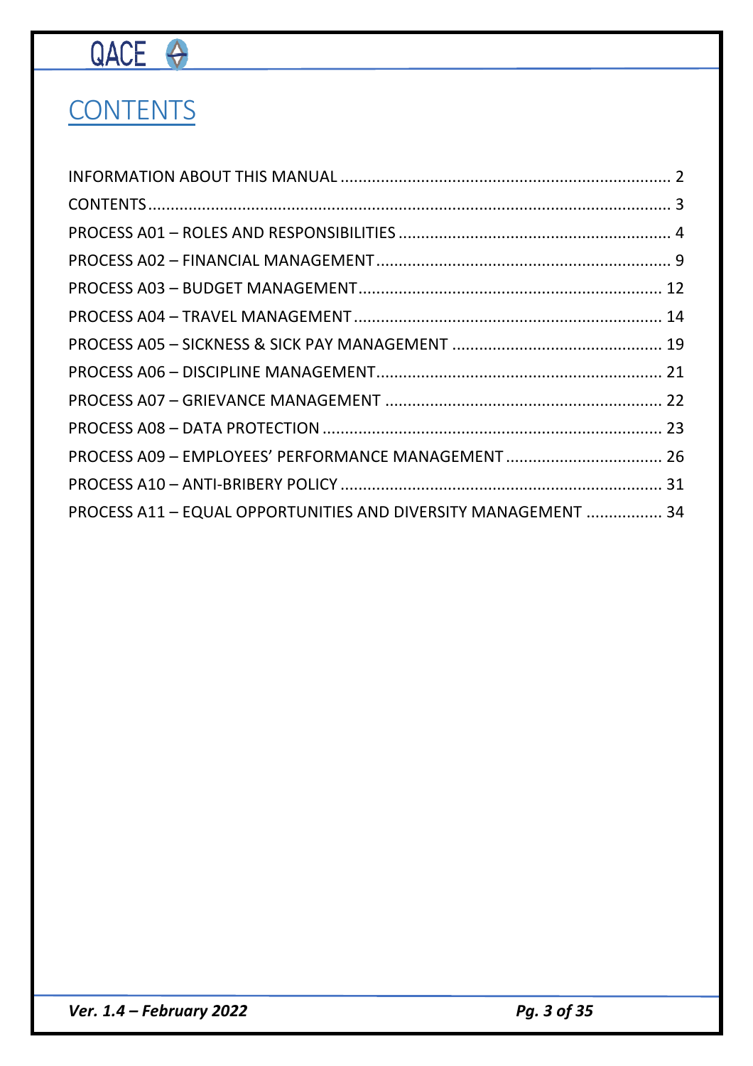# CONTENTS

INFORMATION ABOUT THIS MANUAL ........................................................................ 2

CONTENTS ..................................................................................................................... 3

PROCESS A01 – ROLES AND RESPONSIBILITIES ........................................................... 4

PROCESS A02 – FINANCIAL MANAGEMENT ................................................................. 9

PROCESS A03 – BUDGET MANAGEMENT .................................................................... 12

PROCESS A04 – TRAVEL MANAGEMENT ..................................................................... 14

PROCESS A05 – SICKNESS & SICK PAY MANAGEMENT ............................................... 19

PROCESS A06 – DISCIPLINE MANAGEMENT ................................................................ 21

PROCESS A07 – GRIEVANCE MANAGEMENT .............................................................. 22

PROCESS A08 – DATA PROTECTION ........................................................................... 23

PROCESS A09 – EMPLOYEES' PERFORMANCE MANAGEMENT .................................. 26

PROCESS A10 – ANTI-BRIBERY POLICY ........................................................................ 31

PROCESS A11 – EQUAL OPPORTUNITIES AND DIVERSITY MANAGEMENT ................. 34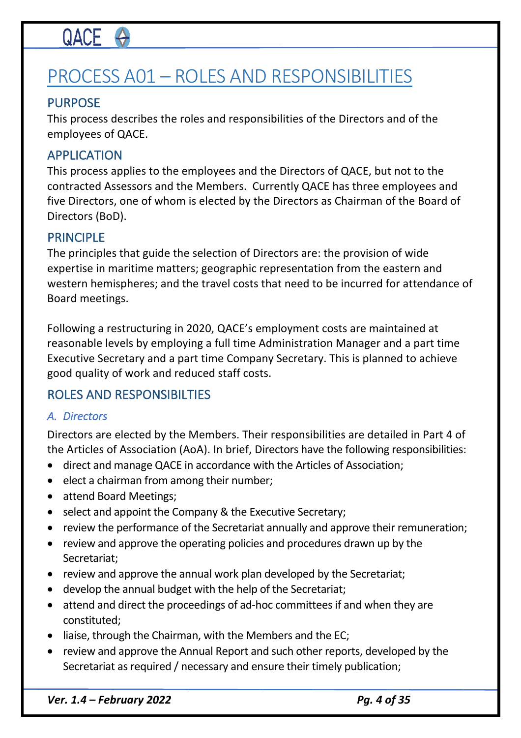# PROCESS A01 – ROLES AND RESPONSIBILITIES

## PURPOSE

This process describes the roles and responsibilities of the Directors and of the employees of QACE.

## APPLICATION

This process applies to the employees and the Directors of QACE, but not to the contracted Assessors and the Members. Currently QACE has three employees and five Directors, one of whom is elected by the Directors as Chairman of the Board of Directors (BoD).

## PRINCIPLE

The principles that guide the selection of Directors are: the provision of wide expertise in maritime matters; geographic representation from the eastern and western hemispheres; and the travel costs that need to be incurred for attendance of Board meetings.

Following a restructuring in 2020, QACE's employment costs are maintained at reasonable levels by employing a full time Administration Manager and a part time Executive Secretary and a part time Company Secretary. This is planned to achieve good quality of work and reduced staff costs.

## ROLES AND RESPONSIBILTIES

### *A. Directors*

Directors are elected by the Members. Their responsibilities are detailed in Part 4 of the Articles of Association (AoA). In brief, Directors have the following responsibilities:

- direct and manage QACE in accordance with the Articles of Association;
- elect a chairman from among their number;
- attend Board Meetings;
- select and appoint the Company & the Executive Secretary;
- review the performance of the Secretariat annually and approve their remuneration;
- review and approve the operating policies and procedures drawn up by the Secretariat;
- review and approve the annual work plan developed by the Secretariat;
- develop the annual budget with the help of the Secretariat;
- attend and direct the proceedings of ad-hoc committees if and when they are constituted;
- liaise, through the Chairman, with the Members and the EC;
- review and approve the Annual Report and such other reports, developed by the Secretariat as required / necessary and ensure their timely publication;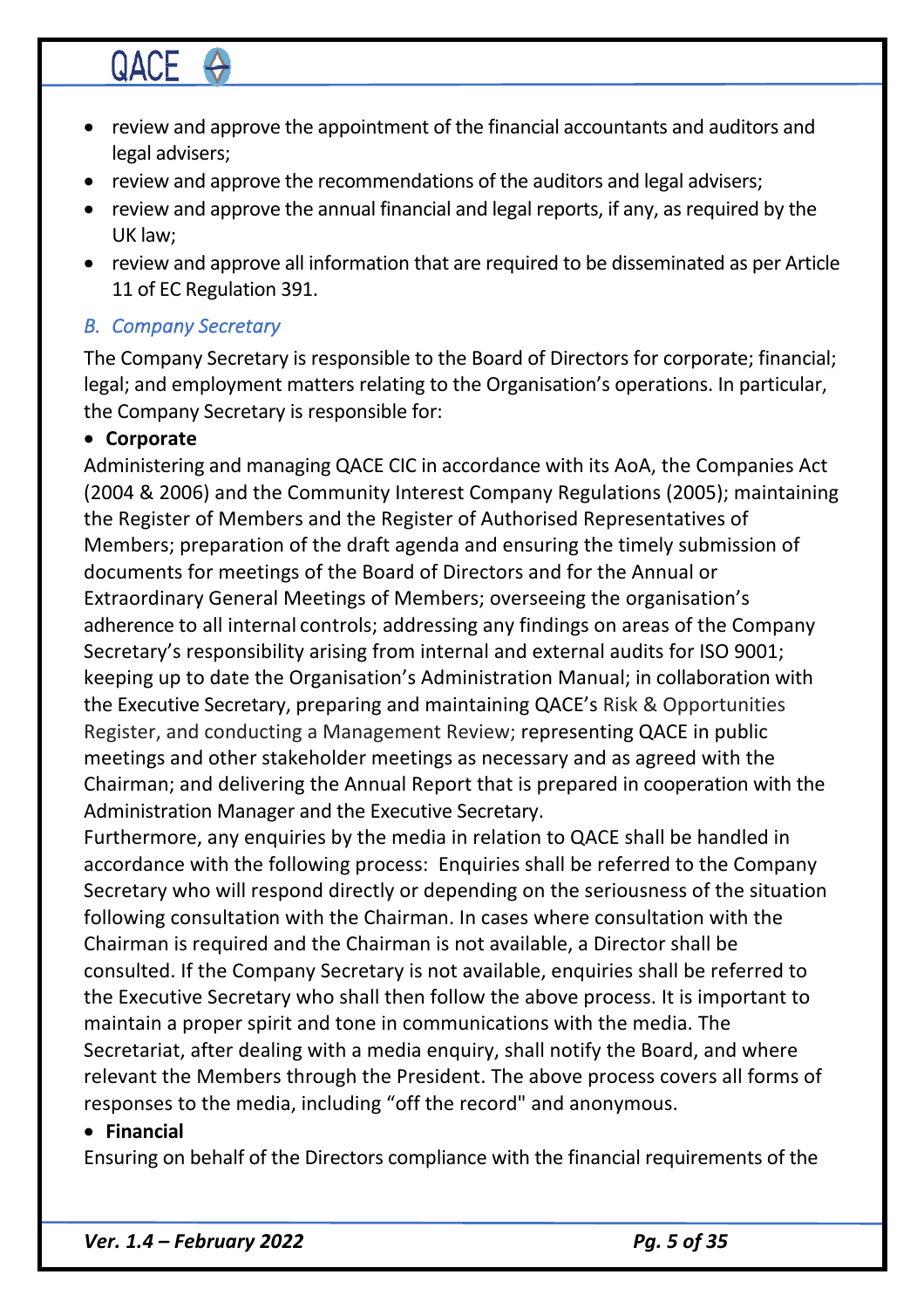- review and approve the appointment of the financial accountants and auditors and legal advisers;
- review and approve the recommendations of the auditors and legal advisers;
- review and approve the annual financial and legal reports, if any, as required by the UK law;
- review and approve all information that are required to be disseminated as per Article 11 of EC Regulation 391.

### *B. Company Secretary*

The Company Secretary is responsible to the Board of Directors for corporate; financial; legal; and employment matters relating to the Organisation's operations. In particular, the Company Secretary is responsible for:

- **Corporate**

Administering and managing QACE CIC in accordance with its AoA, the Companies Act (2004 & 2006) and the Community Interest Company Regulations (2005); maintaining the Register of Members and the Register of Authorised Representatives of Members; preparation of the draft agenda and ensuring the timely submission of documents for meetings of the Board of Directors and for the Annual or Extraordinary General Meetings of Members; overseeing the organisation's adherence to all internal controls; addressing any findings on areas of the Company Secretary's responsibility arising from internal and external audits for ISO 9001; keeping up to date the Organisation's Administration Manual; in collaboration with the Executive Secretary, preparing and maintaining QACE's Risk & Opportunities Register, and conducting a Management Review; representing QACE in public meetings and other stakeholder meetings as necessary and as agreed with the Chairman; and delivering the Annual Report that is prepared in cooperation with the Administration Manager and the Executive Secretary.
Furthermore, any enquiries by the media in relation to QACE shall be handled in accordance with the following process: Enquiries shall be referred to the Company Secretary who will respond directly or depending on the seriousness of the situation following consultation with the Chairman. In cases where consultation with the Chairman is required and the Chairman is not available, a Director shall be consulted. If the Company Secretary is not available, enquiries shall be referred to the Executive Secretary who shall then follow the above process. It is important to maintain a proper spirit and tone in communications with the media. The Secretariat, after dealing with a media enquiry, shall notify the Board, and where relevant the Members through the President. The above process covers all forms of responses to the media, including "off the record" and anonymous.

- **Financial**

Ensuring on behalf of the Directors compliance with the financial requirements of the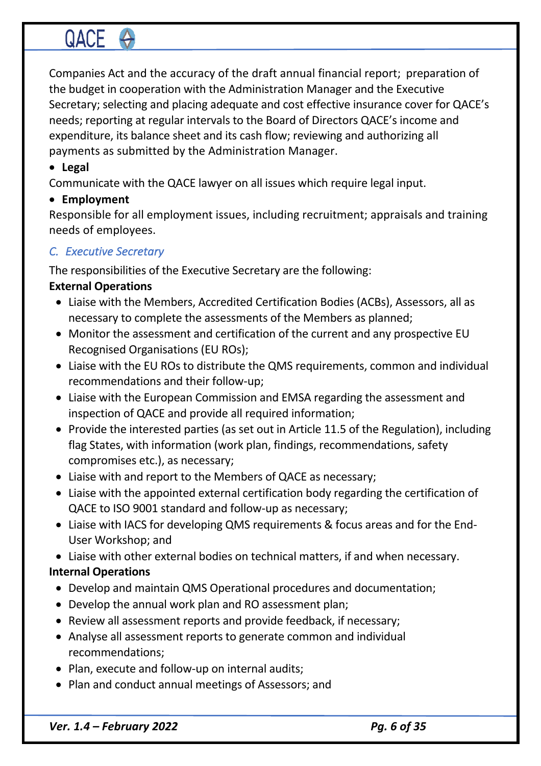Companies Act and the accuracy of the draft annual financial report; preparation of the budget in cooperation with the Administration Manager and the Executive Secretary; selecting and placing adequate and cost effective insurance cover for QACE's needs; reporting at regular intervals to the Board of Directors QACE's income and expenditure, its balance sheet and its cash flow; reviewing and authorizing all payments as submitted by the Administration Manager.

- **Legal**

Communicate with the QACE lawyer on all issues which require legal input.

- **Employment**

Responsible for all employment issues, including recruitment; appraisals and training needs of employees.

### *C. Executive Secretary*

The responsibilities of the Executive Secretary are the following:

**External Operations**

- Liaise with the Members, Accredited Certification Bodies (ACBs), Assessors, all as necessary to complete the assessments of the Members as planned;
- Monitor the assessment and certification of the current and any prospective EU Recognised Organisations (EU ROs);
- Liaise with the EU ROs to distribute the QMS requirements, common and individual recommendations and their follow-up;
- Liaise with the European Commission and EMSA regarding the assessment and inspection of QACE and provide all required information;
- Provide the interested parties (as set out in Article 11.5 of the Regulation), including flag States, with information (work plan, findings, recommendations, safety compromises etc.), as necessary;
- Liaise with and report to the Members of QACE as necessary;
- Liaise with the appointed external certification body regarding the certification of QACE to ISO 9001 standard and follow-up as necessary;
- Liaise with IACS for developing QMS requirements & focus areas and for the End-User Workshop; and
- Liaise with other external bodies on technical matters, if and when necessary.

**Internal Operations**

- Develop and maintain QMS Operational procedures and documentation;
- Develop the annual work plan and RO assessment plan;
- Review all assessment reports and provide feedback, if necessary;
- Analyse all assessment reports to generate common and individual recommendations;
- Plan, execute and follow-up on internal audits;
- Plan and conduct annual meetings of Assessors; and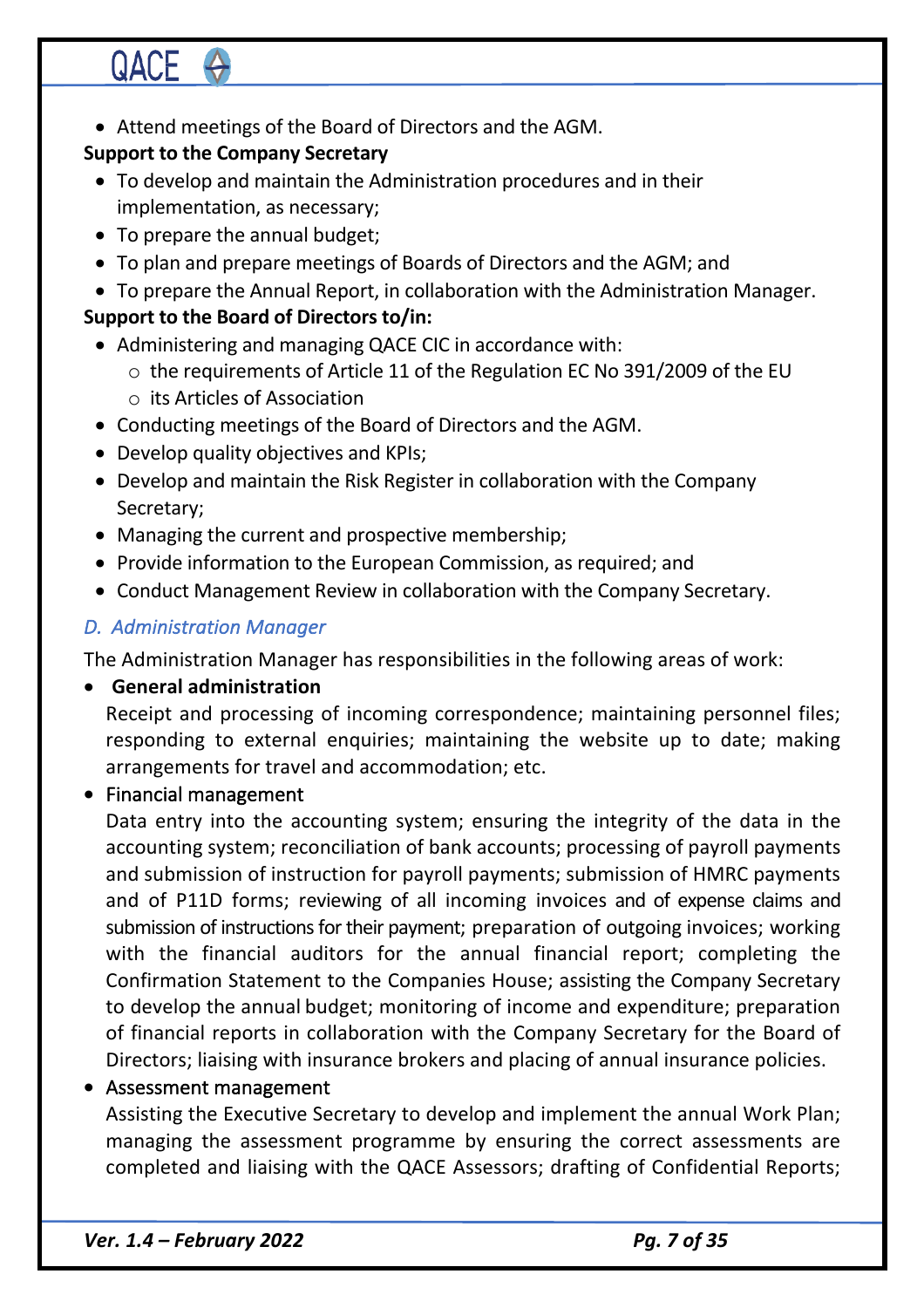- Attend meetings of the Board of Directors and the AGM.

**Support to the Company Secretary**

- To develop and maintain the Administration procedures and in their implementation, as necessary;
- To prepare the annual budget;
- To plan and prepare meetings of Boards of Directors and the AGM; and
- To prepare the Annual Report, in collaboration with the Administration Manager.

**Support to the Board of Directors to/in:**

- Administering and managing QACE CIC in accordance with:
  - the requirements of Article 11 of the Regulation EC No 391/2009 of the EU
  - its Articles of Association
- Conducting meetings of the Board of Directors and the AGM.
- Develop quality objectives and KPIs;
- Develop and maintain the Risk Register in collaboration with the Company Secretary;
- Managing the current and prospective membership;
- Provide information to the European Commission, as required; and
- Conduct Management Review in collaboration with the Company Secretary.

### *D. Administration Manager*

The Administration Manager has responsibilities in the following areas of work:

- **General administration**

  Receipt and processing of incoming correspondence; maintaining personnel files; responding to external enquiries; maintaining the website up to date; making arrangements for travel and accommodation; etc.

- Financial management

  Data entry into the accounting system; ensuring the integrity of the data in the accounting system; reconciliation of bank accounts; processing of payroll payments and submission of instruction for payroll payments; submission of HMRC payments and of P11D forms; reviewing of all incoming invoices and of expense claims and submission of instructions for their payment; preparation of outgoing invoices; working with the financial auditors for the annual financial report; completing the Confirmation Statement to the Companies House; assisting the Company Secretary to develop the annual budget; monitoring of income and expenditure; preparation of financial reports in collaboration with the Company Secretary for the Board of Directors; liaising with insurance brokers and placing of annual insurance policies.

- Assessment management

  Assisting the Executive Secretary to develop and implement the annual Work Plan; managing the assessment programme by ensuring the correct assessments are completed and liaising with the QACE Assessors; drafting of Confidential Reports;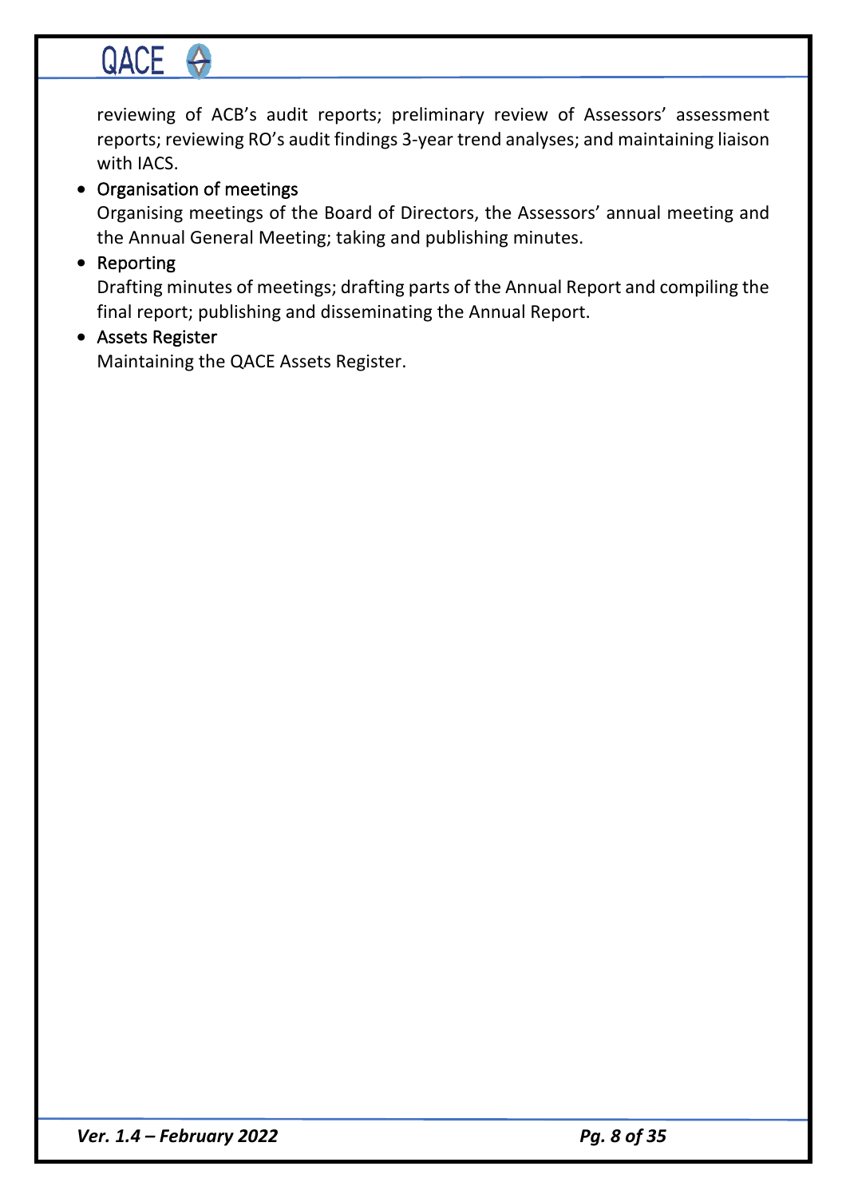reviewing of ACB's audit reports; preliminary review of Assessors' assessment reports; reviewing RO's audit findings 3-year trend analyses; and maintaining liaison with IACS.

- Organisation of meetings
  Organising meetings of the Board of Directors, the Assessors' annual meeting and the Annual General Meeting; taking and publishing minutes.
- Reporting
  Drafting minutes of meetings; drafting parts of the Annual Report and compiling the final report; publishing and disseminating the Annual Report.
- Assets Register
  Maintaining the QACE Assets Register.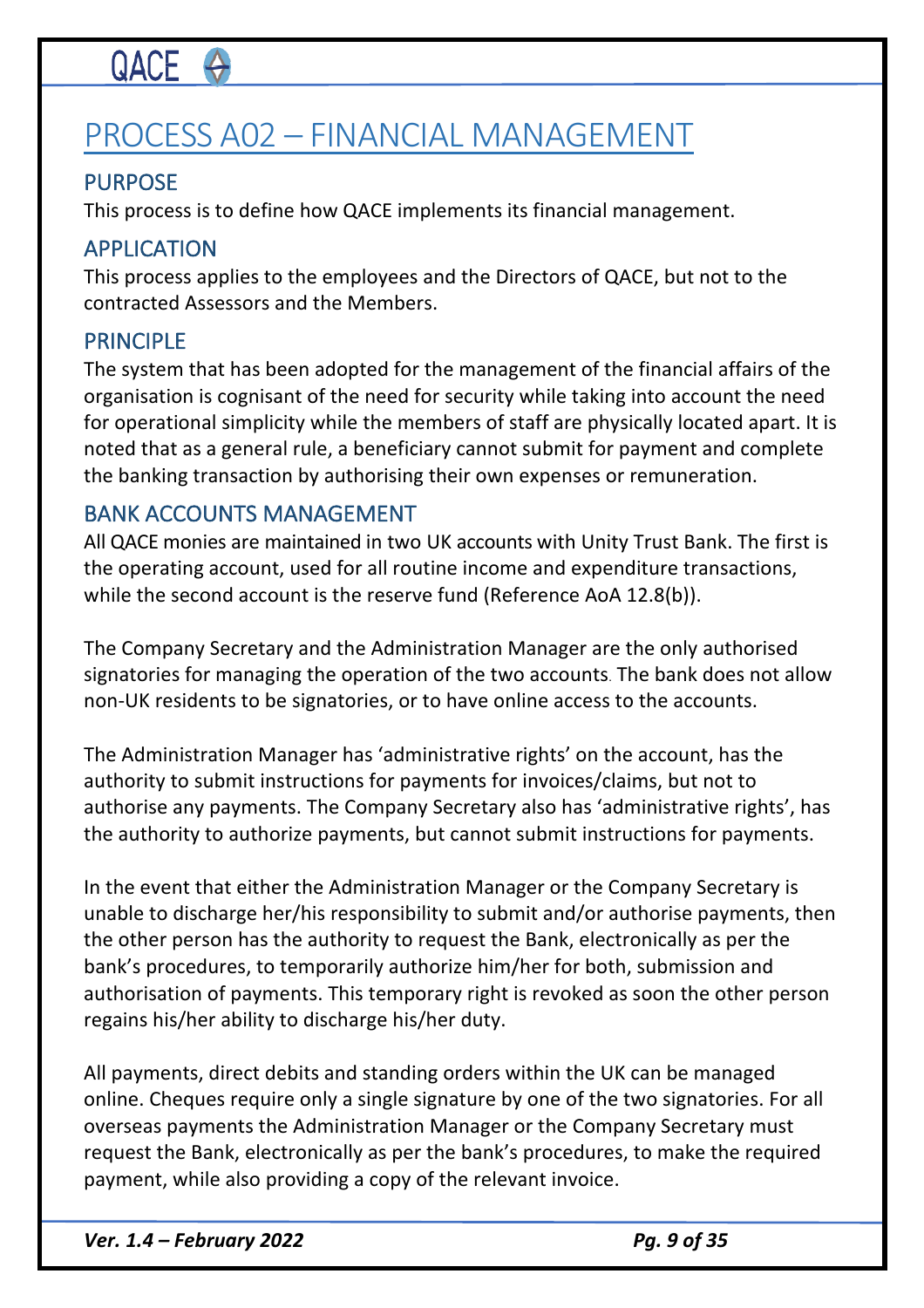# PROCESS A02 – FINANCIAL MANAGEMENT

## PURPOSE

This process is to define how QACE implements its financial management.

## APPLICATION

This process applies to the employees and the Directors of QACE, but not to the contracted Assessors and the Members.

## PRINCIPLE

The system that has been adopted for the management of the financial affairs of the organisation is cognisant of the need for security while taking into account the need for operational simplicity while the members of staff are physically located apart. It is noted that as a general rule, a beneficiary cannot submit for payment and complete the banking transaction by authorising their own expenses or remuneration.

## BANK ACCOUNTS MANAGEMENT

All QACE monies are maintained in two UK accounts with Unity Trust Bank. The first is the operating account, used for all routine income and expenditure transactions, while the second account is the reserve fund (Reference AoA 12.8(b)).

The Company Secretary and the Administration Manager are the only authorised signatories for managing the operation of the two accounts. The bank does not allow non-UK residents to be signatories, or to have online access to the accounts.

The Administration Manager has 'administrative rights' on the account, has the authority to submit instructions for payments for invoices/claims, but not to authorise any payments. The Company Secretary also has 'administrative rights', has the authority to authorize payments, but cannot submit instructions for payments.

In the event that either the Administration Manager or the Company Secretary is unable to discharge her/his responsibility to submit and/or authorise payments, then the other person has the authority to request the Bank, electronically as per the bank's procedures, to temporarily authorize him/her for both, submission and authorisation of payments. This temporary right is revoked as soon the other person regains his/her ability to discharge his/her duty.

All payments, direct debits and standing orders within the UK can be managed online. Cheques require only a single signature by one of the two signatories. For all overseas payments the Administration Manager or the Company Secretary must request the Bank, electronically as per the bank's procedures, to make the required payment, while also providing a copy of the relevant invoice.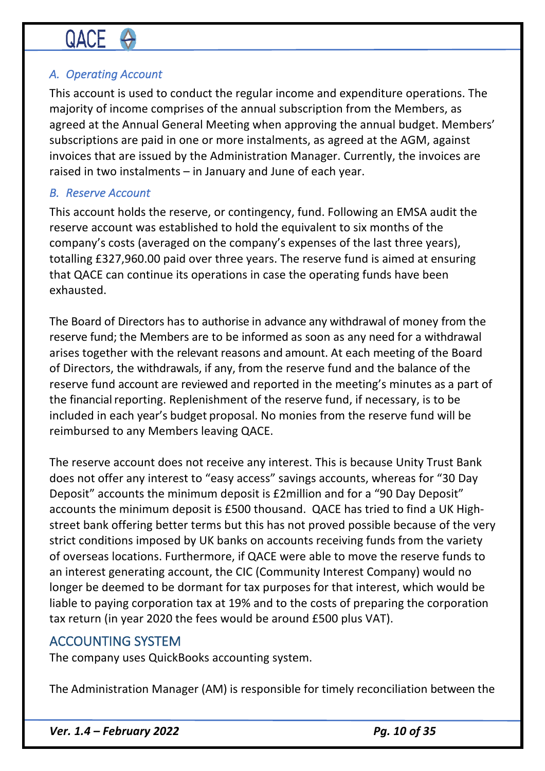### *A. Operating Account*

This account is used to conduct the regular income and expenditure operations. The majority of income comprises of the annual subscription from the Members, as agreed at the Annual General Meeting when approving the annual budget. Members' subscriptions are paid in one or more instalments, as agreed at the AGM, against invoices that are issued by the Administration Manager. Currently, the invoices are raised in two instalments – in January and June of each year.

### *B. Reserve Account*

This account holds the reserve, or contingency, fund. Following an EMSA audit the reserve account was established to hold the equivalent to six months of the company's costs (averaged on the company's expenses of the last three years), totalling £327,960.00 paid over three years. The reserve fund is aimed at ensuring that QACE can continue its operations in case the operating funds have been exhausted.

The Board of Directors has to authorise in advance any withdrawal of money from the reserve fund; the Members are to be informed as soon as any need for a withdrawal arises together with the relevant reasons and amount. At each meeting of the Board of Directors, the withdrawals, if any, from the reserve fund and the balance of the reserve fund account are reviewed and reported in the meeting's minutes as a part of the financial reporting. Replenishment of the reserve fund, if necessary, is to be included in each year's budget proposal. No monies from the reserve fund will be reimbursed to any Members leaving QACE.

The reserve account does not receive any interest. This is because Unity Trust Bank does not offer any interest to "easy access" savings accounts, whereas for "30 Day Deposit" accounts the minimum deposit is £2million and for a "90 Day Deposit" accounts the minimum deposit is £500 thousand. QACE has tried to find a UK High-street bank offering better terms but this has not proved possible because of the very strict conditions imposed by UK banks on accounts receiving funds from the variety of overseas locations. Furthermore, if QACE were able to move the reserve funds to an interest generating account, the CIC (Community Interest Company) would no longer be deemed to be dormant for tax purposes for that interest, which would be liable to paying corporation tax at 19% and to the costs of preparing the corporation tax return (in year 2020 the fees would be around £500 plus VAT).

## ACCOUNTING SYSTEM

The company uses QuickBooks accounting system.

The Administration Manager (AM) is responsible for timely reconciliation between the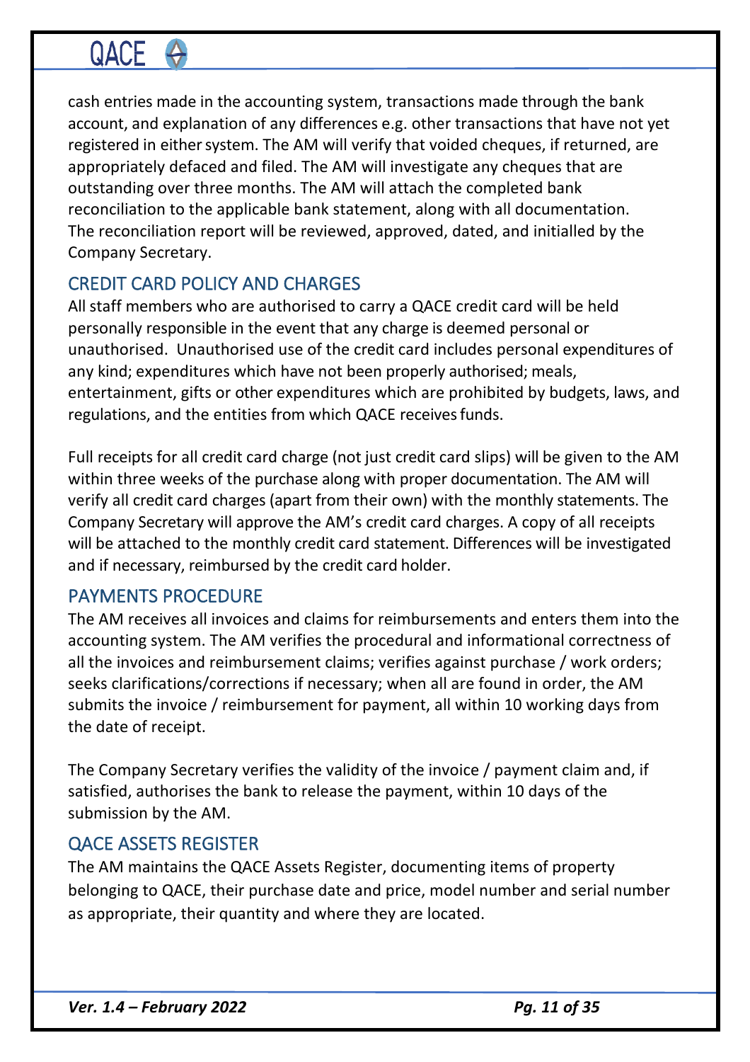cash entries made in the accounting system, transactions made through the bank account, and explanation of any differences e.g. other transactions that have not yet registered in either system. The AM will verify that voided cheques, if returned, are appropriately defaced and filed. The AM will investigate any cheques that are outstanding over three months. The AM will attach the completed bank reconciliation to the applicable bank statement, along with all documentation. The reconciliation report will be reviewed, approved, dated, and initialled by the Company Secretary.

## CREDIT CARD POLICY AND CHARGES

All staff members who are authorised to carry a QACE credit card will be held personally responsible in the event that any charge is deemed personal or unauthorised. Unauthorised use of the credit card includes personal expenditures of any kind; expenditures which have not been properly authorised; meals, entertainment, gifts or other expenditures which are prohibited by budgets, laws, and regulations, and the entities from which QACE receives funds.

Full receipts for all credit card charge (not just credit card slips) will be given to the AM within three weeks of the purchase along with proper documentation. The AM will verify all credit card charges (apart from their own) with the monthly statements. The Company Secretary will approve the AM's credit card charges. A copy of all receipts will be attached to the monthly credit card statement. Differences will be investigated and if necessary, reimbursed by the credit card holder.

## PAYMENTS PROCEDURE

The AM receives all invoices and claims for reimbursements and enters them into the accounting system. The AM verifies the procedural and informational correctness of all the invoices and reimbursement claims; verifies against purchase / work orders; seeks clarifications/corrections if necessary; when all are found in order, the AM submits the invoice / reimbursement for payment, all within 10 working days from the date of receipt.

The Company Secretary verifies the validity of the invoice / payment claim and, if satisfied, authorises the bank to release the payment, within 10 days of the submission by the AM.

## QACE ASSETS REGISTER

The AM maintains the QACE Assets Register, documenting items of property belonging to QACE, their purchase date and price, model number and serial number as appropriate, their quantity and where they are located.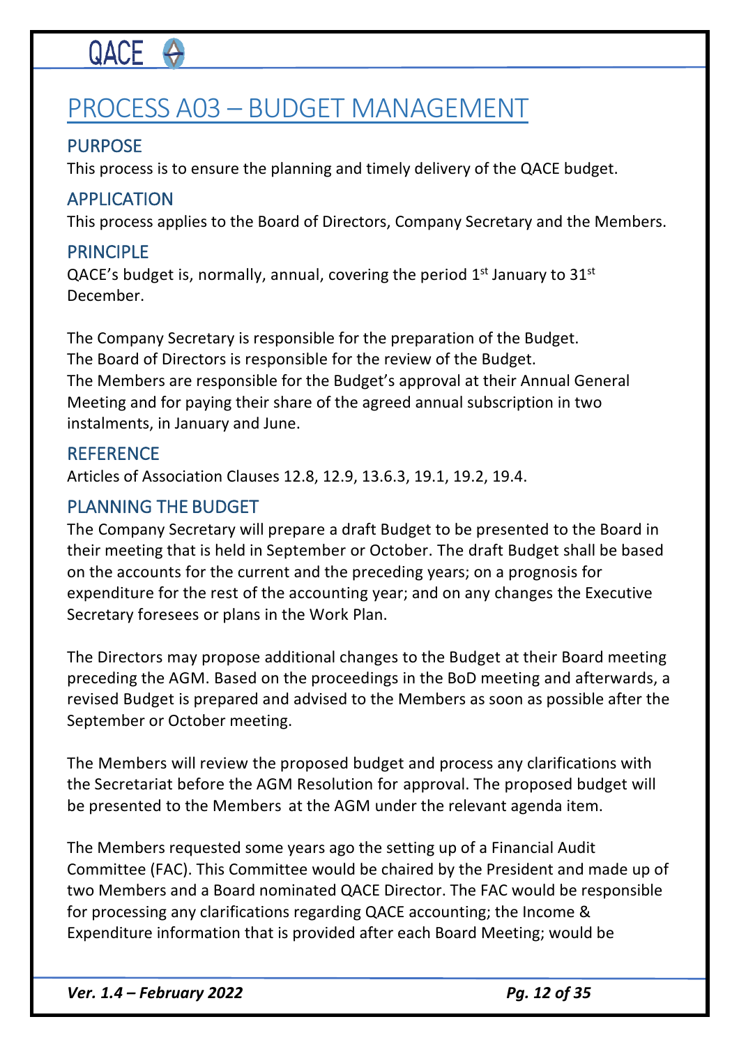# PROCESS A03 – BUDGET MANAGEMENT

## PURPOSE

This process is to ensure the planning and timely delivery of the QACE budget.

## APPLICATION

This process applies to the Board of Directors, Company Secretary and the Members.

## PRINCIPLE

QACE's budget is, normally, annual, covering the period 1st January to 31st December.

The Company Secretary is responsible for the preparation of the Budget.
The Board of Directors is responsible for the review of the Budget.
The Members are responsible for the Budget's approval at their Annual General Meeting and for paying their share of the agreed annual subscription in two instalments, in January and June.

## REFERENCE

Articles of Association Clauses 12.8, 12.9, 13.6.3, 19.1, 19.2, 19.4.

## PLANNING THE BUDGET

The Company Secretary will prepare a draft Budget to be presented to the Board in their meeting that is held in September or October. The draft Budget shall be based on the accounts for the current and the preceding years; on a prognosis for expenditure for the rest of the accounting year; and on any changes the Executive Secretary foresees or plans in the Work Plan.

The Directors may propose additional changes to the Budget at their Board meeting preceding the AGM. Based on the proceedings in the BoD meeting and afterwards, a revised Budget is prepared and advised to the Members as soon as possible after the September or October meeting.

The Members will review the proposed budget and process any clarifications with the Secretariat before the AGM Resolution for approval. The proposed budget will be presented to the Members at the AGM under the relevant agenda item.

The Members requested some years ago the setting up of a Financial Audit Committee (FAC). This Committee would be chaired by the President and made up of two Members and a Board nominated QACE Director. The FAC would be responsible for processing any clarifications regarding QACE accounting; the Income & Expenditure information that is provided after each Board Meeting; would be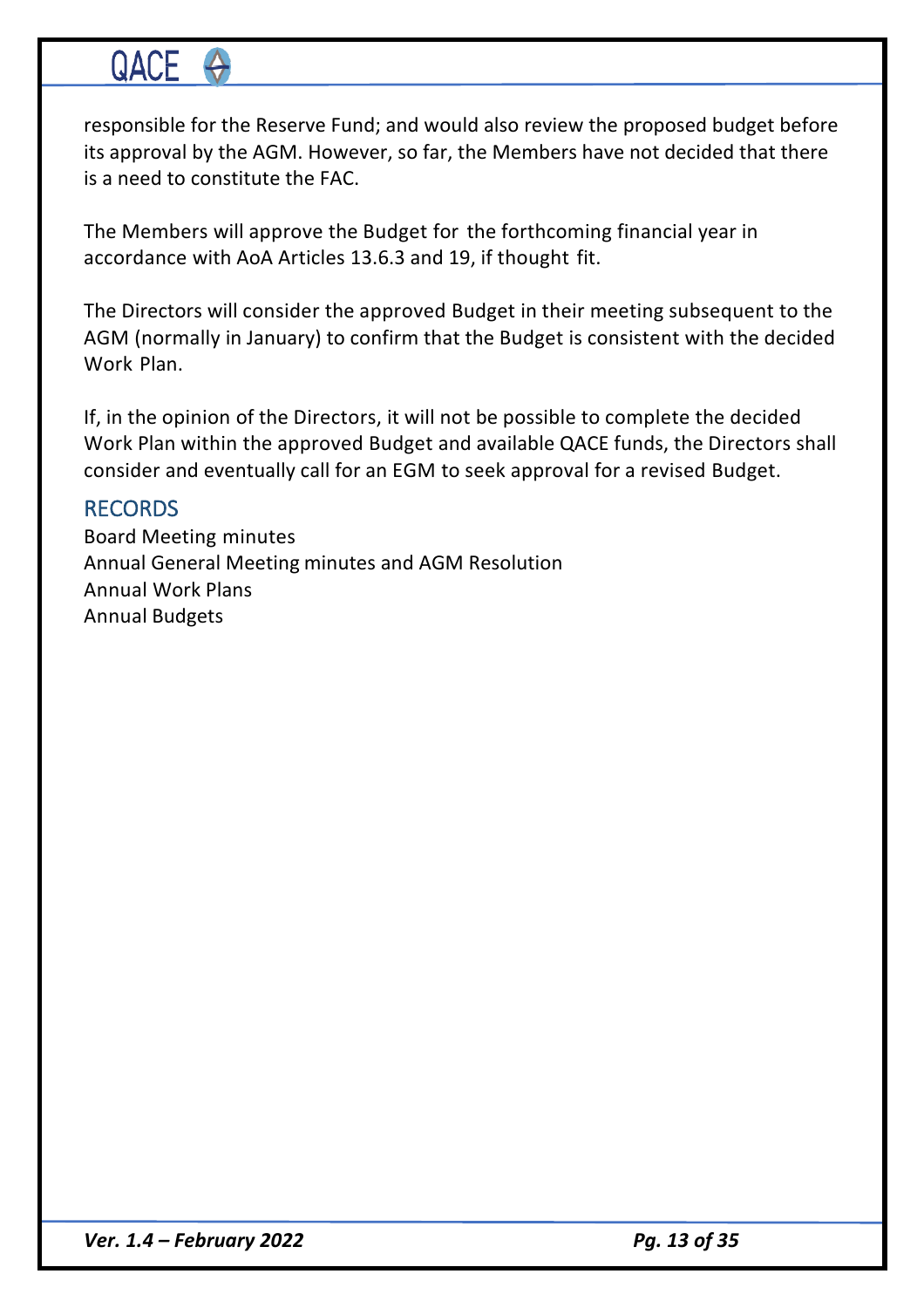responsible for the Reserve Fund; and would also review the proposed budget before its approval by the AGM. However, so far, the Members have not decided that there is a need to constitute the FAC.

The Members will approve the Budget for the forthcoming financial year in accordance with AoA Articles 13.6.3 and 19, if thought fit.

The Directors will consider the approved Budget in their meeting subsequent to the AGM (normally in January) to confirm that the Budget is consistent with the decided Work Plan.

If, in the opinion of the Directors, it will not be possible to complete the decided Work Plan within the approved Budget and available QACE funds, the Directors shall consider and eventually call for an EGM to seek approval for a revised Budget.

## RECORDS

Board Meeting minutes
Annual General Meeting minutes and AGM Resolution
Annual Work Plans
Annual Budgets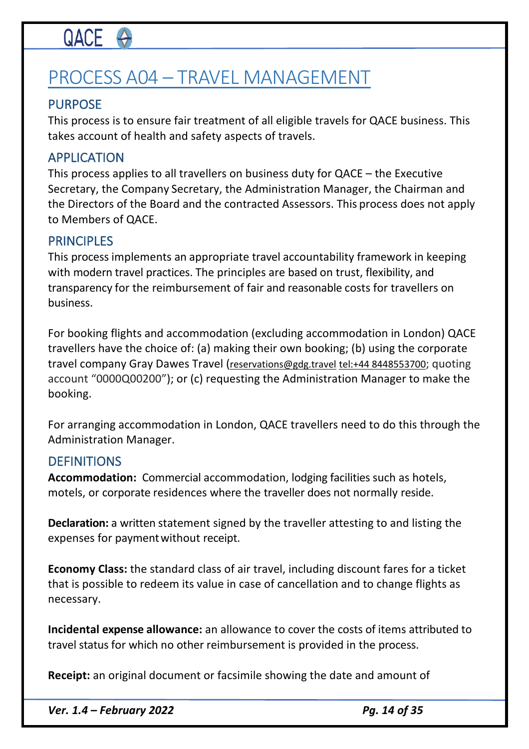# PROCESS A04 – TRAVEL MANAGEMENT

## PURPOSE

This process is to ensure fair treatment of all eligible travels for QACE business. This takes account of health and safety aspects of travels.

## APPLICATION

This process applies to all travellers on business duty for QACE – the Executive Secretary, the Company Secretary, the Administration Manager, the Chairman and the Directors of the Board and the contracted Assessors. This process does not apply to Members of QACE.

## PRINCIPLES

This process implements an appropriate travel accountability framework in keeping with modern travel practices. The principles are based on trust, flexibility, and transparency for the reimbursement of fair and reasonable costs for travellers on business.

For booking flights and accommodation (excluding accommodation in London) QACE travellers have the choice of: (a) making their own booking; (b) using the corporate travel company Gray Dawes Travel (reservations@gdg.travel tel:+44 8448553700; quoting account "0000Q00200"); or (c) requesting the Administration Manager to make the booking.

For arranging accommodation in London, QACE travellers need to do this through the Administration Manager.

## DEFINITIONS

**Accommodation:** Commercial accommodation, lodging facilities such as hotels, motels, or corporate residences where the traveller does not normally reside.

**Declaration:** a written statement signed by the traveller attesting to and listing the expenses for payment without receipt.

**Economy Class:** the standard class of air travel, including discount fares for a ticket that is possible to redeem its value in case of cancellation and to change flights as necessary.

**Incidental expense allowance:** an allowance to cover the costs of items attributed to travel status for which no other reimbursement is provided in the process.

**Receipt:** an original document or facsimile showing the date and amount of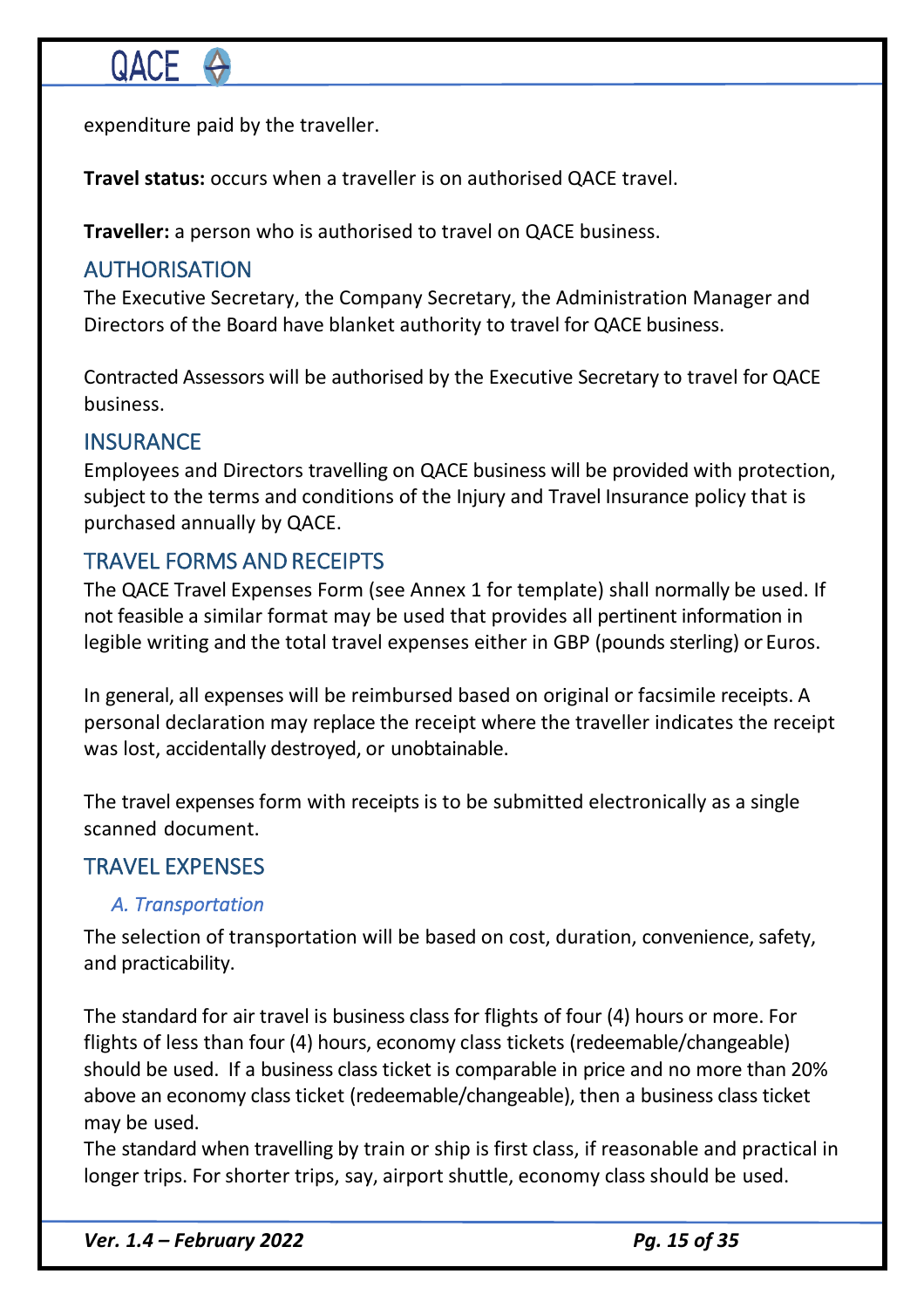expenditure paid by the traveller.

**Travel status:** occurs when a traveller is on authorised QACE travel.

**Traveller:** a person who is authorised to travel on QACE business.

## AUTHORISATION

The Executive Secretary, the Company Secretary, the Administration Manager and Directors of the Board have blanket authority to travel for QACE business.

Contracted Assessors will be authorised by the Executive Secretary to travel for QACE business.

## INSURANCE

Employees and Directors travelling on QACE business will be provided with protection, subject to the terms and conditions of the Injury and Travel Insurance policy that is purchased annually by QACE.

## TRAVEL FORMS AND RECEIPTS

The QACE Travel Expenses Form (see Annex 1 for template) shall normally be used. If not feasible a similar format may be used that provides all pertinent information in legible writing and the total travel expenses either in GBP (pounds sterling) or Euros.

In general, all expenses will be reimbursed based on original or facsimile receipts. A personal declaration may replace the receipt where the traveller indicates the receipt was lost, accidentally destroyed, or unobtainable.

The travel expenses form with receipts is to be submitted electronically as a single scanned document.

## TRAVEL EXPENSES

### *A. Transportation*

The selection of transportation will be based on cost, duration, convenience, safety, and practicability.

The standard for air travel is business class for flights of four (4) hours or more. For flights of less than four (4) hours, economy class tickets (redeemable/changeable) should be used. If a business class ticket is comparable in price and no more than 20% above an economy class ticket (redeemable/changeable), then a business class ticket may be used.

The standard when travelling by train or ship is first class, if reasonable and practical in longer trips. For shorter trips, say, airport shuttle, economy class should be used.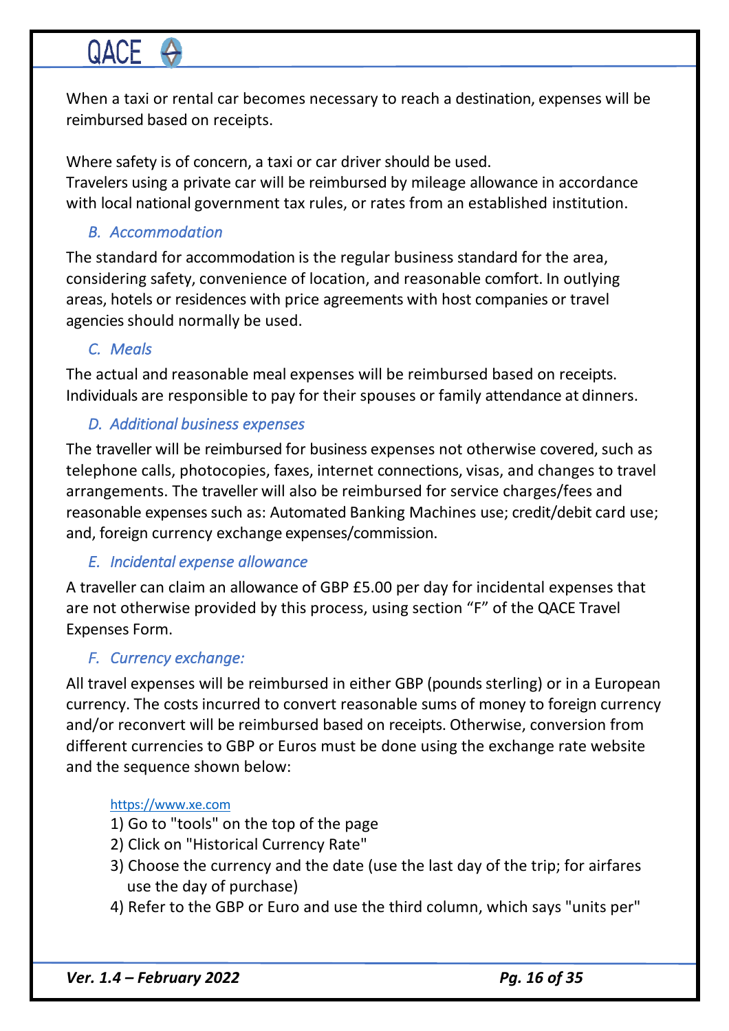When a taxi or rental car becomes necessary to reach a destination, expenses will be reimbursed based on receipts.

Where safety is of concern, a taxi or car driver should be used.
Travelers using a private car will be reimbursed by mileage allowance in accordance with local national government tax rules, or rates from an established institution.

### *B. Accommodation*

The standard for accommodation is the regular business standard for the area, considering safety, convenience of location, and reasonable comfort. In outlying areas, hotels or residences with price agreements with host companies or travel agencies should normally be used.

### *C. Meals*

The actual and reasonable meal expenses will be reimbursed based on receipts. Individuals are responsible to pay for their spouses or family attendance at dinners.

### *D. Additional business expenses*

The traveller will be reimbursed for business expenses not otherwise covered, such as telephone calls, photocopies, faxes, internet connections, visas, and changes to travel arrangements. The traveller will also be reimbursed for service charges/fees and reasonable expenses such as: Automated Banking Machines use; credit/debit card use; and, foreign currency exchange expenses/commission.

### *E. Incidental expense allowance*

A traveller can claim an allowance of GBP £5.00 per day for incidental expenses that are not otherwise provided by this process, using section "F" of the QACE Travel Expenses Form.

### *F. Currency exchange:*

All travel expenses will be reimbursed in either GBP (pounds sterling) or in a European currency. The costs incurred to convert reasonable sums of money to foreign currency and/or reconvert will be reimbursed based on receipts. Otherwise, conversion from different currencies to GBP or Euros must be done using the exchange rate website and the sequence shown below:

https://www.xe.com

1) Go to "tools" on the top of the page
2) Click on "Historical Currency Rate"
3) Choose the currency and the date (use the last day of the trip; for airfares use the day of purchase)
4) Refer to the GBP or Euro and use the third column, which says "units per"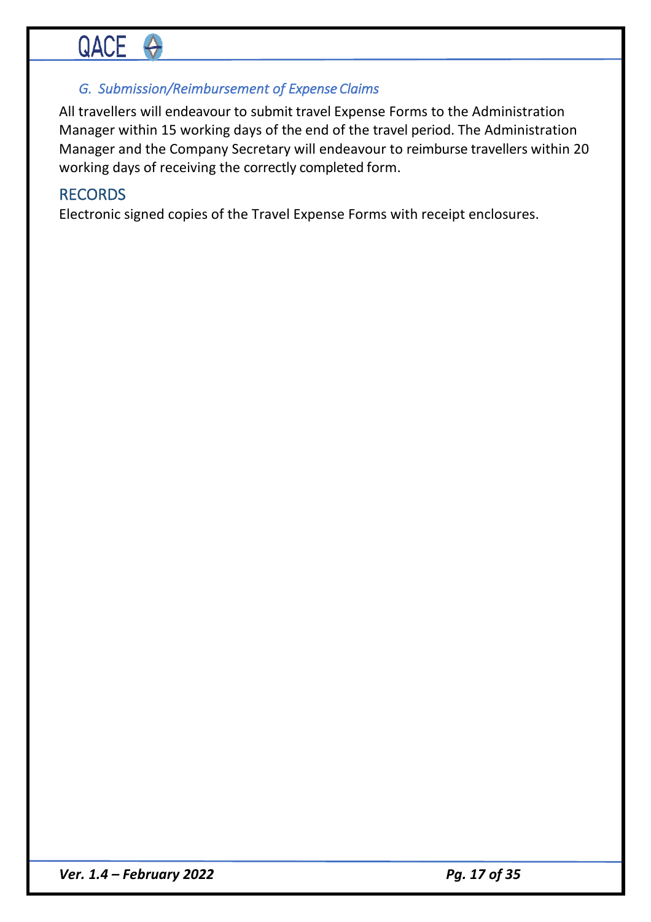### *G. Submission/Reimbursement of Expense Claims*

All travellers will endeavour to submit travel Expense Forms to the Administration Manager within 15 working days of the end of the travel period. The Administration Manager and the Company Secretary will endeavour to reimburse travellers within 20 working days of receiving the correctly completed form.

## RECORDS

Electronic signed copies of the Travel Expense Forms with receipt enclosures.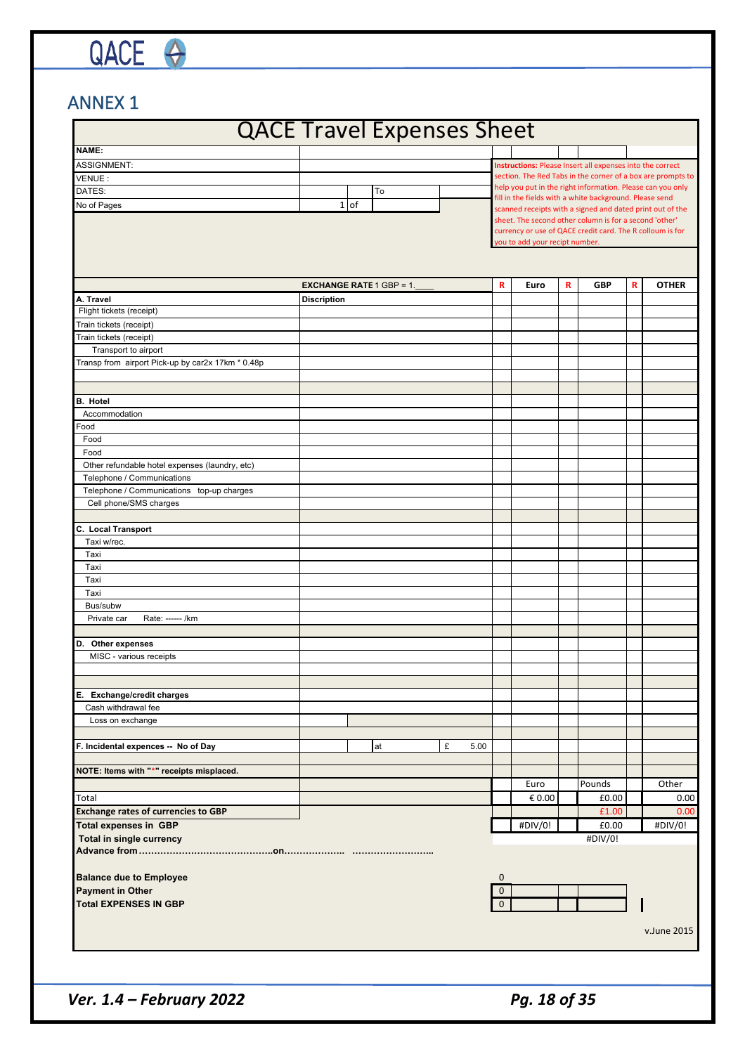## ANNEX 1

# QACE Travel Expenses Sheet

| | | | | | |
|---|---|---|---|---|---|
| NAME: | | | | | |
| ASSIGNMENT: | | | | | |
| VENUE : | | | | | |
| DATES: | | To | | | |
| No of Pages | 1 | of | | | |

**Instructions:** Please Insert all expenses into the correct section. The Red Tabs in the corner of a box are prompts to help you put in the right information. Please can you only fill in the fields with a white background. Please send scanned receipts with a signed and dated print out of the sheet. The second other column is for a second 'other' currency or use of QACE credit card. The R colloum is for you to add your recipt number.

| | **EXCHANGE RATE** 1 GBP = 1.___ | **R** | **Euro** | **R** | **GBP** | **R** | **OTHER** |
|---|---|---|---|---|---|---|---|
| **A. Travel** | **Discription** | | | | | | |
| Flight tickets (receipt) | | | | | | | |
| Train tickets (receipt) | | | | | | | |
| Train tickets (receipt) | | | | | | | |
| Transport to airport | | | | | | | |
| Transp from airport Pick-up by car2x 17km * 0.48p | | | | | | | |
| | | | | | | | |
| | | | | | | | |
| **B. Hotel** | | | | | | | |
| Accommodation | | | | | | | |
| Food | | | | | | | |
| Food | | | | | | | |
| Food | | | | | | | |
| Other refundable hotel expenses (laundry, etc) | | | | | | | |
| Telephone / Communications | | | | | | | |
| Telephone / Communications top-up charges | | | | | | | |
| Cell phone/SMS charges | | | | | | | |
| | | | | | | | |
| **C. Local Transport** | | | | | | | |
| Taxi w/rec. | | | | | | | |
| Taxi | | | | | | | |
| Taxi | | | | | | | |
| Taxi | | | | | | | |
| Taxi | | | | | | | |
| Bus/subw | | | | | | | |
| Private car Rate: ------ /km | | | | | | | |
| | | | | | | | |
| **D. Other expenses** | | | | | | | |
| MISC - various receipts | | | | | | | |
| | | | | | | | |
| | | | | | | | |
| **E. Exchange/credit charges** | | | | | | | |
| Cash withdrawal fee | | | | | | | |
| Loss on exchange | | | | | | | |
| | | | | | | | |
| **F. Incidental expences -- No of Day** | at £ 5.00 | | | | | | |
| | | | | | | | |
| **NOTE: Items with "*" receipts misplaced.** | | | | | | | |
| | | | Euro | | Pounds | | Other |
| Total | | | € 0.00 | | £0.00 | | 0.00 |
| **Exchange rates of currencies to GBP** | | | | | £1.00 | | 0.00 |
| **Total expenses in GBP** | | | #DIV/0! | | £0.00 | | #DIV/0! |
| **Total in single currency** | | | | | #DIV/0! | | |

**Advance from……………………………………..on……………….. ……………………..**

| | | | | |
|---|---|---|---|---|
| **Balance due to Employee** | 0 | | | |
| **Payment in Other** | 0 | | | |
| **Total EXPENSES IN GBP** | 0 | | | |

v.June 2015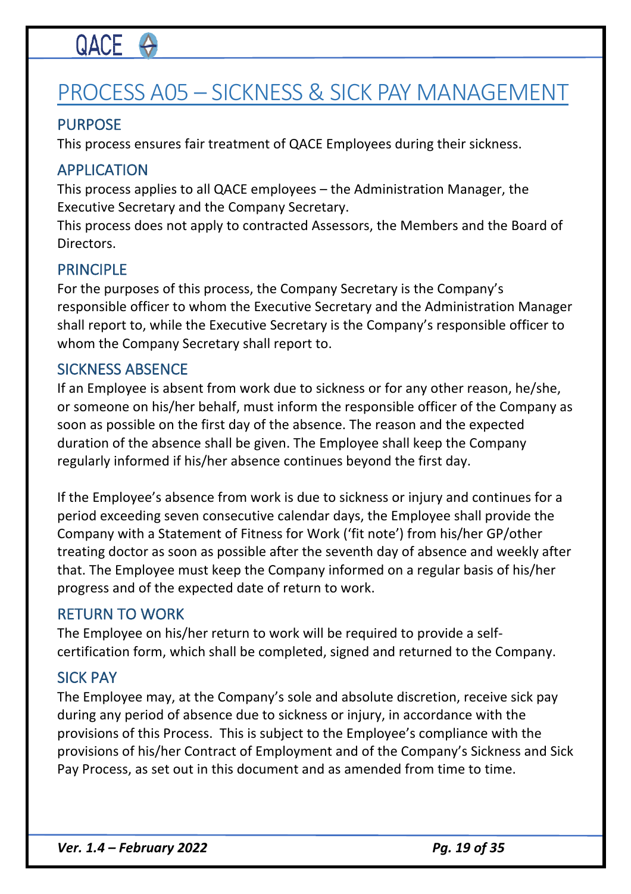# PROCESS A05 – SICKNESS & SICK PAY MANAGEMENT

## PURPOSE

This process ensures fair treatment of QACE Employees during their sickness.

## APPLICATION

This process applies to all QACE employees – the Administration Manager, the Executive Secretary and the Company Secretary.

This process does not apply to contracted Assessors, the Members and the Board of Directors.

## PRINCIPLE

For the purposes of this process, the Company Secretary is the Company's responsible officer to whom the Executive Secretary and the Administration Manager shall report to, while the Executive Secretary is the Company's responsible officer to whom the Company Secretary shall report to.

## SICKNESS ABSENCE

If an Employee is absent from work due to sickness or for any other reason, he/she, or someone on his/her behalf, must inform the responsible officer of the Company as soon as possible on the first day of the absence. The reason and the expected duration of the absence shall be given. The Employee shall keep the Company regularly informed if his/her absence continues beyond the first day.

If the Employee's absence from work is due to sickness or injury and continues for a period exceeding seven consecutive calendar days, the Employee shall provide the Company with a Statement of Fitness for Work ('fit note') from his/her GP/other treating doctor as soon as possible after the seventh day of absence and weekly after that. The Employee must keep the Company informed on a regular basis of his/her progress and of the expected date of return to work.

## RETURN TO WORK

The Employee on his/her return to work will be required to provide a self-certification form, which shall be completed, signed and returned to the Company.

## SICK PAY

The Employee may, at the Company's sole and absolute discretion, receive sick pay during any period of absence due to sickness or injury, in accordance with the provisions of this Process. This is subject to the Employee's compliance with the provisions of his/her Contract of Employment and of the Company's Sickness and Sick Pay Process, as set out in this document and as amended from time to time.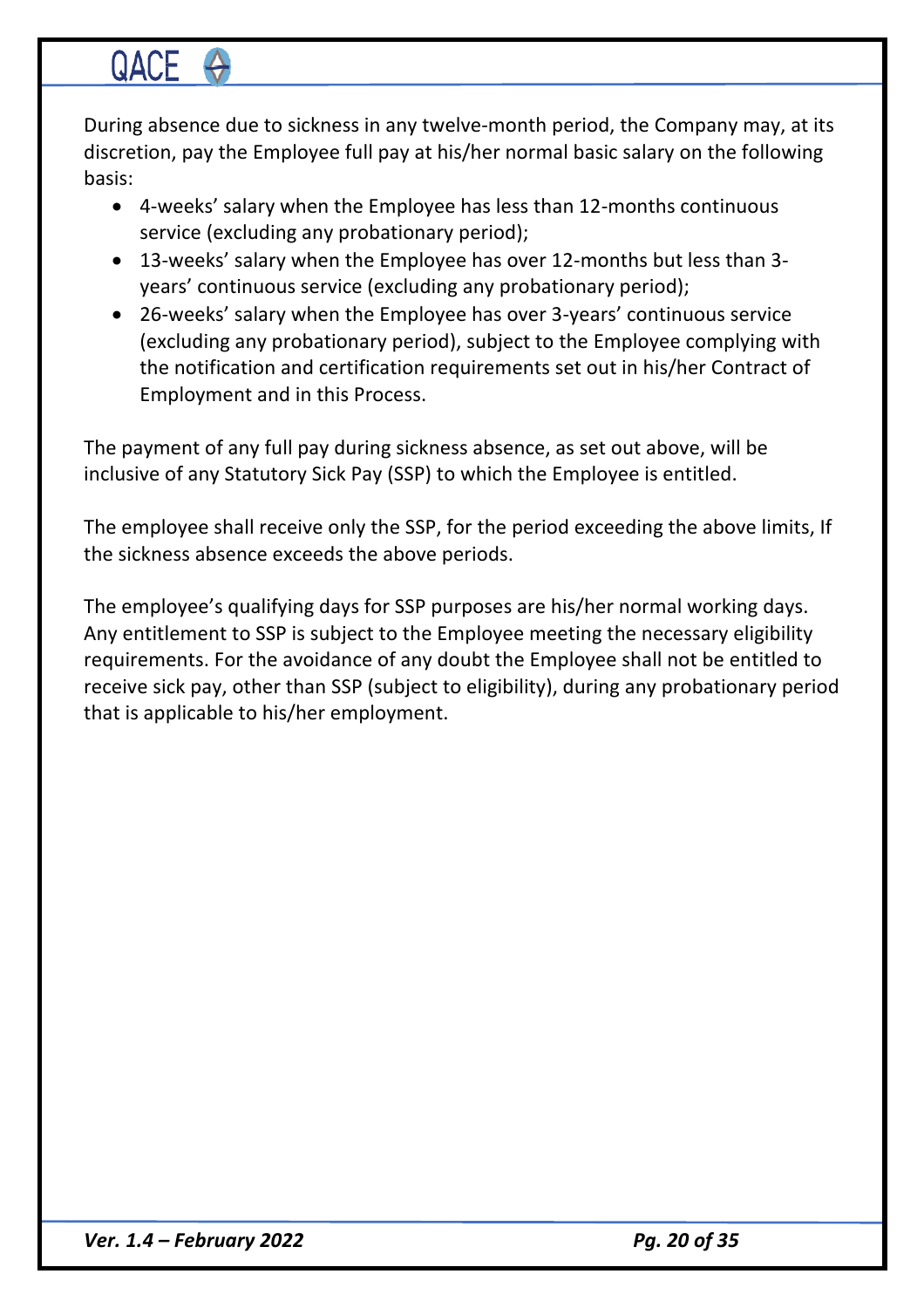During absence due to sickness in any twelve-month period, the Company may, at its discretion, pay the Employee full pay at his/her normal basic salary on the following basis:

- 4-weeks' salary when the Employee has less than 12-months continuous service (excluding any probationary period);
- 13-weeks' salary when the Employee has over 12-months but less than 3-years' continuous service (excluding any probationary period);
- 26-weeks' salary when the Employee has over 3-years' continuous service (excluding any probationary period), subject to the Employee complying with the notification and certification requirements set out in his/her Contract of Employment and in this Process.

The payment of any full pay during sickness absence, as set out above, will be inclusive of any Statutory Sick Pay (SSP) to which the Employee is entitled.

The employee shall receive only the SSP, for the period exceeding the above limits, If the sickness absence exceeds the above periods.

The employee's qualifying days for SSP purposes are his/her normal working days. Any entitlement to SSP is subject to the Employee meeting the necessary eligibility requirements. For the avoidance of any doubt the Employee shall not be entitled to receive sick pay, other than SSP (subject to eligibility), during any probationary period that is applicable to his/her employment.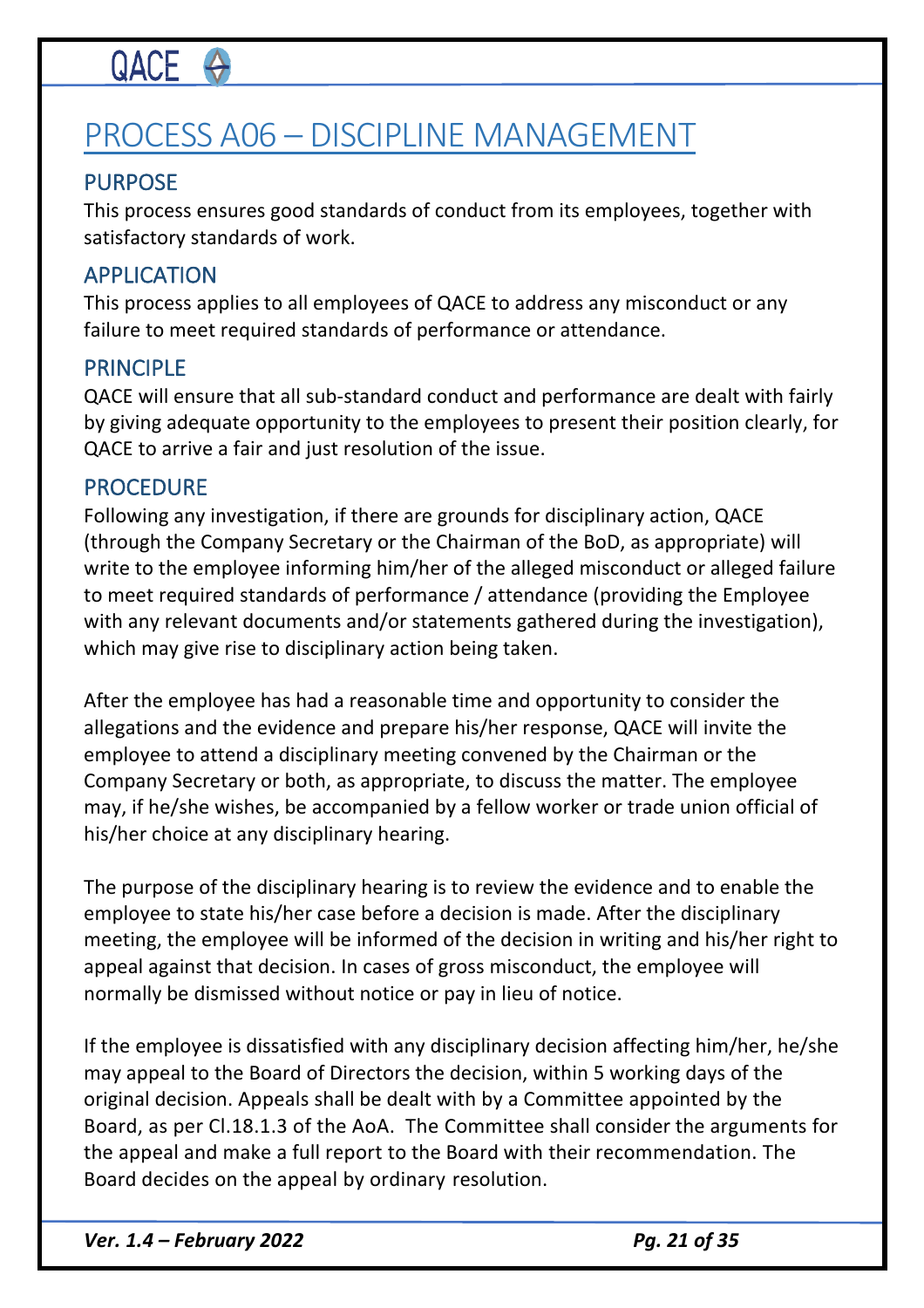# PROCESS A06 – DISCIPLINE MANAGEMENT

## PURPOSE

This process ensures good standards of conduct from its employees, together with satisfactory standards of work.

## APPLICATION

This process applies to all employees of QACE to address any misconduct or any failure to meet required standards of performance or attendance.

## PRINCIPLE

QACE will ensure that all sub-standard conduct and performance are dealt with fairly by giving adequate opportunity to the employees to present their position clearly, for QACE to arrive a fair and just resolution of the issue.

## PROCEDURE

Following any investigation, if there are grounds for disciplinary action, QACE (through the Company Secretary or the Chairman of the BoD, as appropriate) will write to the employee informing him/her of the alleged misconduct or alleged failure to meet required standards of performance / attendance (providing the Employee with any relevant documents and/or statements gathered during the investigation), which may give rise to disciplinary action being taken.

After the employee has had a reasonable time and opportunity to consider the allegations and the evidence and prepare his/her response, QACE will invite the employee to attend a disciplinary meeting convened by the Chairman or the Company Secretary or both, as appropriate, to discuss the matter. The employee may, if he/she wishes, be accompanied by a fellow worker or trade union official of his/her choice at any disciplinary hearing.

The purpose of the disciplinary hearing is to review the evidence and to enable the employee to state his/her case before a decision is made. After the disciplinary meeting, the employee will be informed of the decision in writing and his/her right to appeal against that decision. In cases of gross misconduct, the employee will normally be dismissed without notice or pay in lieu of notice.

If the employee is dissatisfied with any disciplinary decision affecting him/her, he/she may appeal to the Board of Directors the decision, within 5 working days of the original decision. Appeals shall be dealt with by a Committee appointed by the Board, as per Cl.18.1.3 of the AoA. The Committee shall consider the arguments for the appeal and make a full report to the Board with their recommendation. The Board decides on the appeal by ordinary resolution.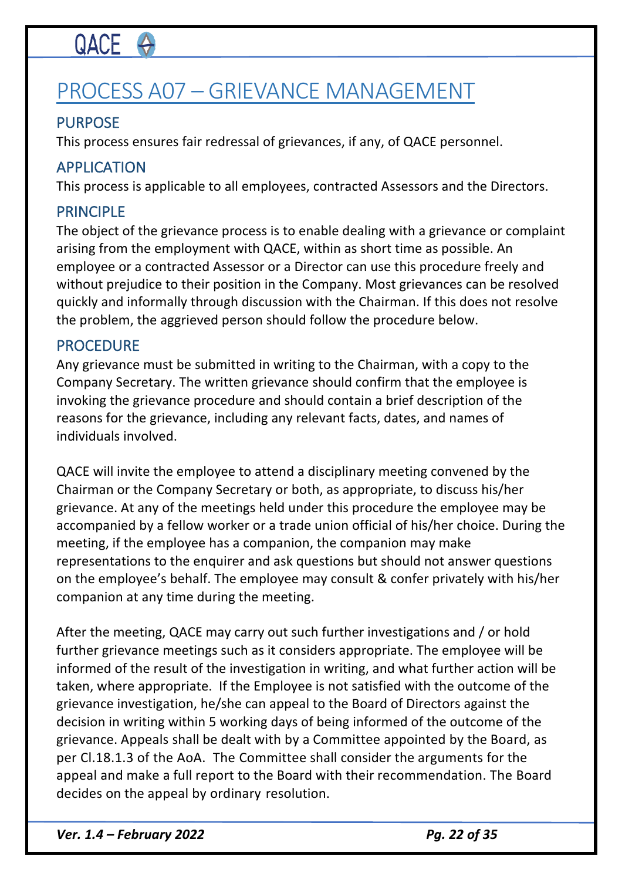# PROCESS A07 – GRIEVANCE MANAGEMENT

## PURPOSE

This process ensures fair redressal of grievances, if any, of QACE personnel.

## APPLICATION

This process is applicable to all employees, contracted Assessors and the Directors.

## PRINCIPLE

The object of the grievance process is to enable dealing with a grievance or complaint arising from the employment with QACE, within as short time as possible. An employee or a contracted Assessor or a Director can use this procedure freely and without prejudice to their position in the Company. Most grievances can be resolved quickly and informally through discussion with the Chairman. If this does not resolve the problem, the aggrieved person should follow the procedure below.

## PROCEDURE

Any grievance must be submitted in writing to the Chairman, with a copy to the Company Secretary. The written grievance should confirm that the employee is invoking the grievance procedure and should contain a brief description of the reasons for the grievance, including any relevant facts, dates, and names of individuals involved.

QACE will invite the employee to attend a disciplinary meeting convened by the Chairman or the Company Secretary or both, as appropriate, to discuss his/her grievance. At any of the meetings held under this procedure the employee may be accompanied by a fellow worker or a trade union official of his/her choice. During the meeting, if the employee has a companion, the companion may make representations to the enquirer and ask questions but should not answer questions on the employee's behalf. The employee may consult & confer privately with his/her companion at any time during the meeting.

After the meeting, QACE may carry out such further investigations and / or hold further grievance meetings such as it considers appropriate. The employee will be informed of the result of the investigation in writing, and what further action will be taken, where appropriate. If the Employee is not satisfied with the outcome of the grievance investigation, he/she can appeal to the Board of Directors against the decision in writing within 5 working days of being informed of the outcome of the grievance. Appeals shall be dealt with by a Committee appointed by the Board, as per Cl.18.1.3 of the AoA. The Committee shall consider the arguments for the appeal and make a full report to the Board with their recommendation. The Board decides on the appeal by ordinary resolution.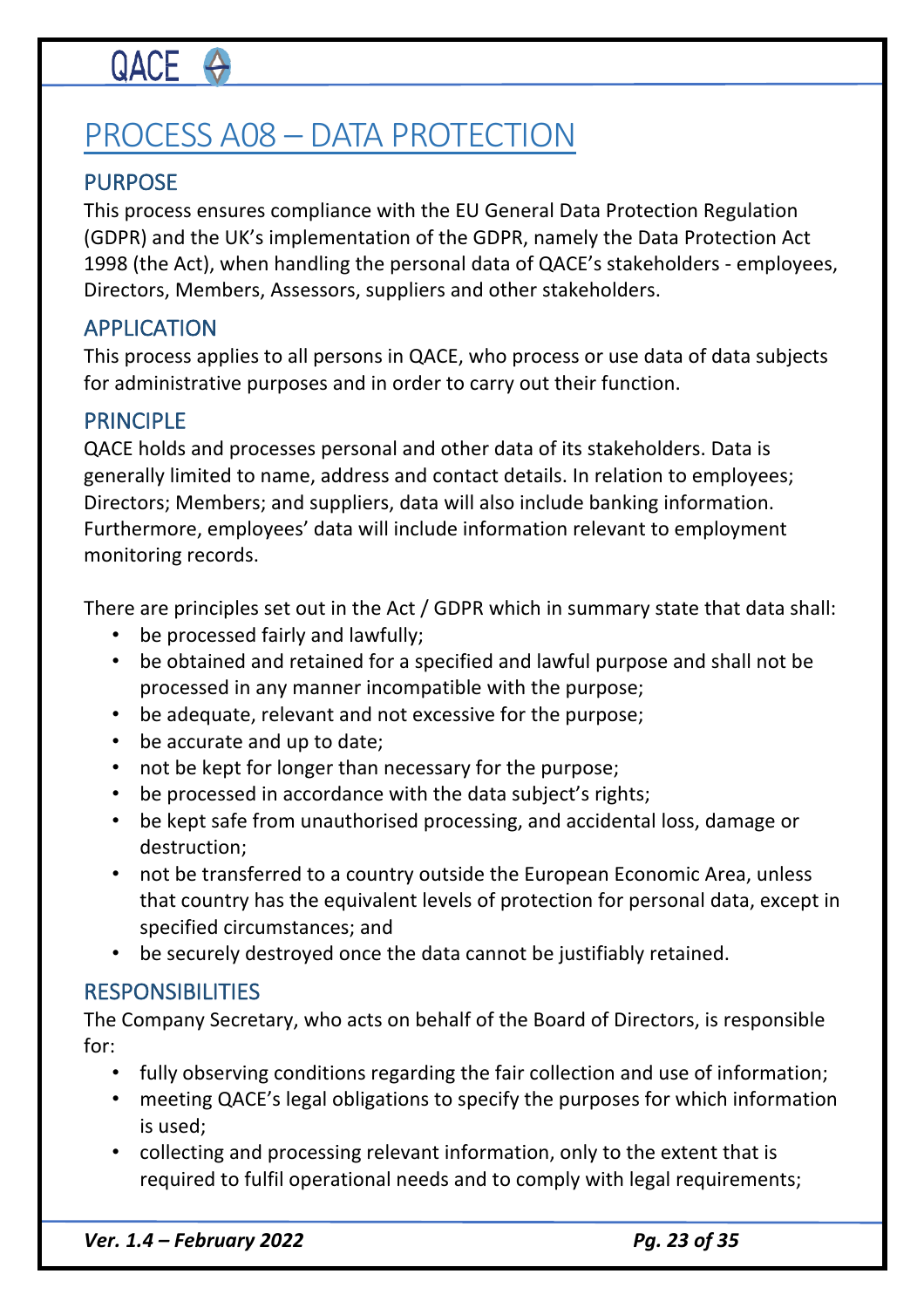# PROCESS A08 – DATA PROTECTION

## PURPOSE

This process ensures compliance with the EU General Data Protection Regulation (GDPR) and the UK's implementation of the GDPR, namely the Data Protection Act 1998 (the Act), when handling the personal data of QACE's stakeholders - employees, Directors, Members, Assessors, suppliers and other stakeholders.

## APPLICATION

This process applies to all persons in QACE, who process or use data of data subjects for administrative purposes and in order to carry out their function.

## PRINCIPLE

QACE holds and processes personal and other data of its stakeholders. Data is generally limited to name, address and contact details. In relation to employees; Directors; Members; and suppliers, data will also include banking information. Furthermore, employees' data will include information relevant to employment monitoring records.

There are principles set out in the Act / GDPR which in summary state that data shall:

- be processed fairly and lawfully;
- be obtained and retained for a specified and lawful purpose and shall not be processed in any manner incompatible with the purpose;
- be adequate, relevant and not excessive for the purpose;
- be accurate and up to date;
- not be kept for longer than necessary for the purpose;
- be processed in accordance with the data subject's rights;
- be kept safe from unauthorised processing, and accidental loss, damage or destruction;
- not be transferred to a country outside the European Economic Area, unless that country has the equivalent levels of protection for personal data, except in specified circumstances; and
- be securely destroyed once the data cannot be justifiably retained.

## RESPONSIBILITIES

The Company Secretary, who acts on behalf of the Board of Directors, is responsible for:

- fully observing conditions regarding the fair collection and use of information;
- meeting QACE's legal obligations to specify the purposes for which information is used;
- collecting and processing relevant information, only to the extent that is required to fulfil operational needs and to comply with legal requirements;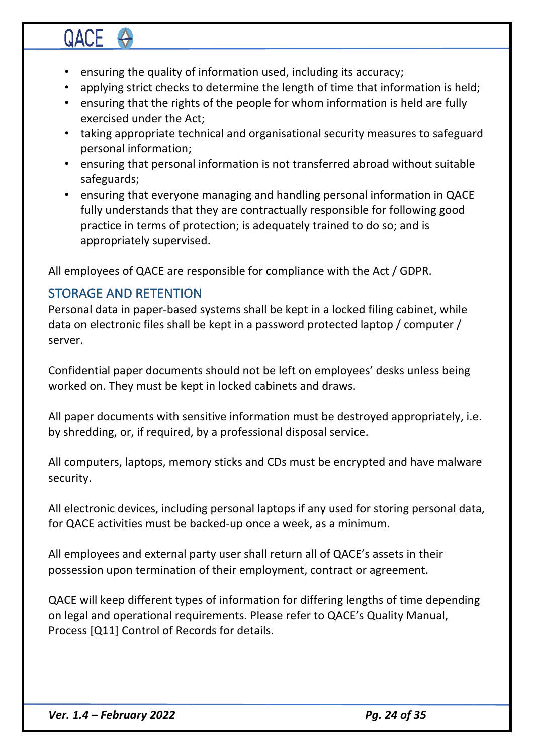- ensuring the quality of information used, including its accuracy;
- applying strict checks to determine the length of time that information is held;
- ensuring that the rights of the people for whom information is held are fully exercised under the Act;
- taking appropriate technical and organisational security measures to safeguard personal information;
- ensuring that personal information is not transferred abroad without suitable safeguards;
- ensuring that everyone managing and handling personal information in QACE fully understands that they are contractually responsible for following good practice in terms of protection; is adequately trained to do so; and is appropriately supervised.

All employees of QACE are responsible for compliance with the Act / GDPR.

## STORAGE AND RETENTION

Personal data in paper-based systems shall be kept in a locked filing cabinet, while data on electronic files shall be kept in a password protected laptop / computer / server.

Confidential paper documents should not be left on employees' desks unless being worked on. They must be kept in locked cabinets and draws.

All paper documents with sensitive information must be destroyed appropriately, i.e. by shredding, or, if required, by a professional disposal service.

All computers, laptops, memory sticks and CDs must be encrypted and have malware security.

All electronic devices, including personal laptops if any used for storing personal data, for QACE activities must be backed-up once a week, as a minimum.

All employees and external party user shall return all of QACE's assets in their possession upon termination of their employment, contract or agreement.

QACE will keep different types of information for differing lengths of time depending on legal and operational requirements. Please refer to QACE's Quality Manual, Process [Q11] Control of Records for details.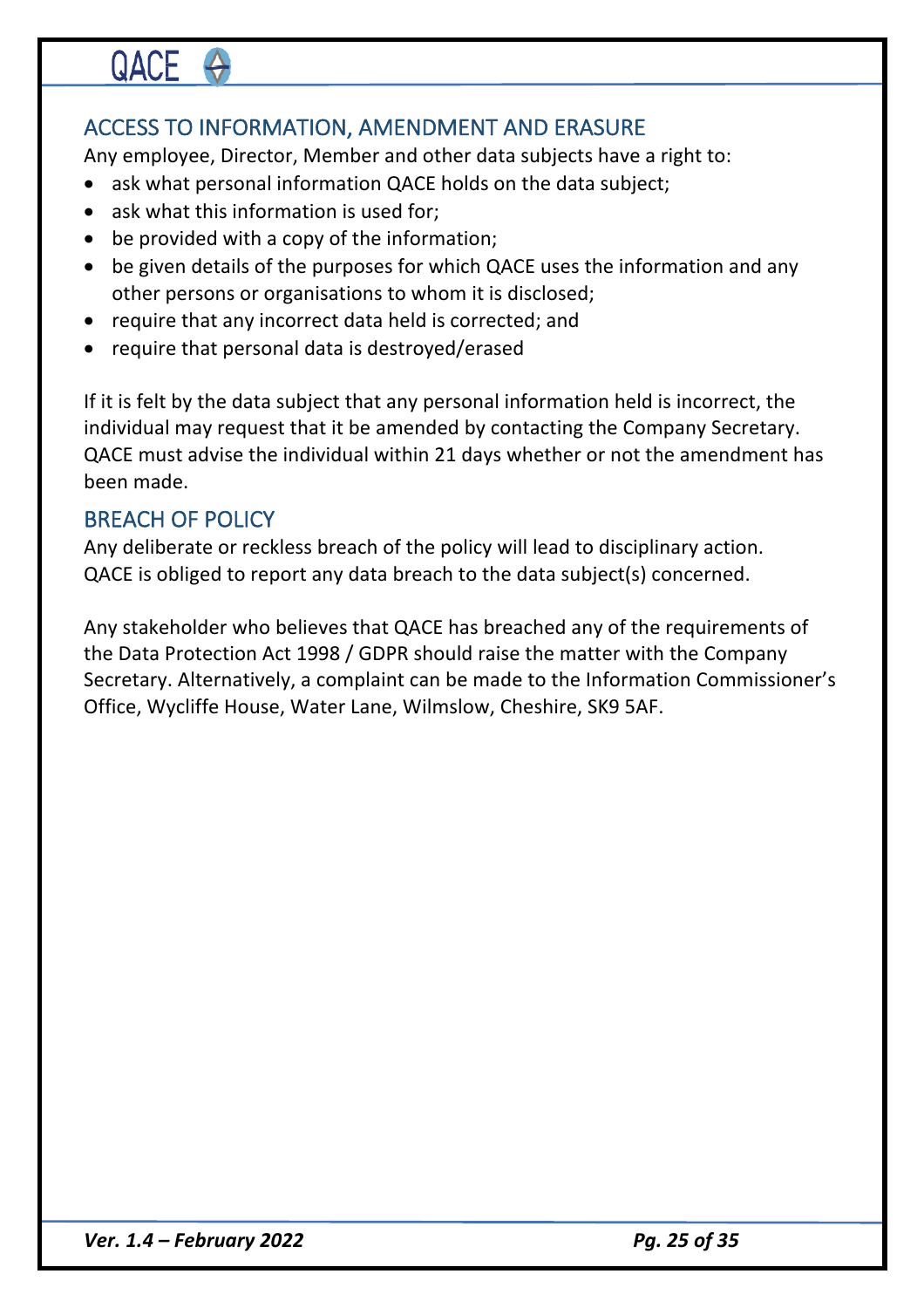## ACCESS TO INFORMATION, AMENDMENT AND ERASURE

Any employee, Director, Member and other data subjects have a right to:

- ask what personal information QACE holds on the data subject;
- ask what this information is used for;
- be provided with a copy of the information;
- be given details of the purposes for which QACE uses the information and any other persons or organisations to whom it is disclosed;
- require that any incorrect data held is corrected; and
- require that personal data is destroyed/erased

If it is felt by the data subject that any personal information held is incorrect, the individual may request that it be amended by contacting the Company Secretary. QACE must advise the individual within 21 days whether or not the amendment has been made.

## BREACH OF POLICY

Any deliberate or reckless breach of the policy will lead to disciplinary action. QACE is obliged to report any data breach to the data subject(s) concerned.

Any stakeholder who believes that QACE has breached any of the requirements of the Data Protection Act 1998 / GDPR should raise the matter with the Company Secretary. Alternatively, a complaint can be made to the Information Commissioner's Office, Wycliffe House, Water Lane, Wilmslow, Cheshire, SK9 5AF.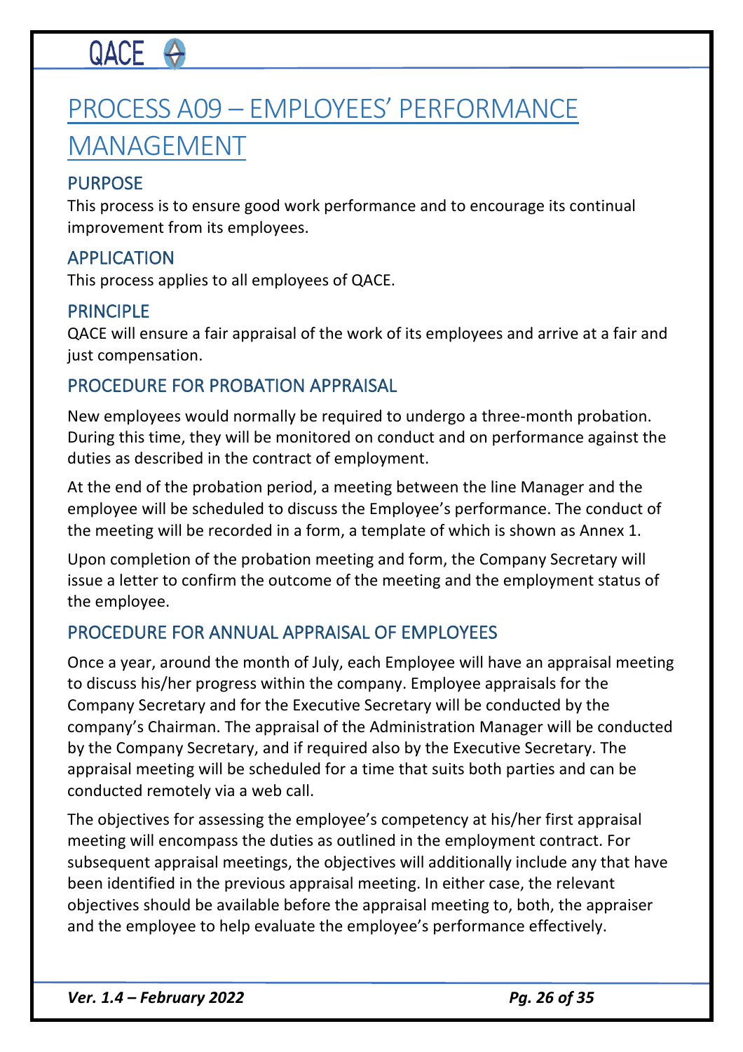# PROCESS A09 – EMPLOYEES' PERFORMANCE MANAGEMENT

## PURPOSE

This process is to ensure good work performance and to encourage its continual improvement from its employees.

## APPLICATION

This process applies to all employees of QACE.

## PRINCIPLE

QACE will ensure a fair appraisal of the work of its employees and arrive at a fair and just compensation.

## PROCEDURE FOR PROBATION APPRAISAL

New employees would normally be required to undergo a three-month probation. During this time, they will be monitored on conduct and on performance against the duties as described in the contract of employment.

At the end of the probation period, a meeting between the line Manager and the employee will be scheduled to discuss the Employee's performance. The conduct of the meeting will be recorded in a form, a template of which is shown as Annex 1.

Upon completion of the probation meeting and form, the Company Secretary will issue a letter to confirm the outcome of the meeting and the employment status of the employee.

## PROCEDURE FOR ANNUAL APPRAISAL OF EMPLOYEES

Once a year, around the month of July, each Employee will have an appraisal meeting to discuss his/her progress within the company. Employee appraisals for the Company Secretary and for the Executive Secretary will be conducted by the company's Chairman. The appraisal of the Administration Manager will be conducted by the Company Secretary, and if required also by the Executive Secretary. The appraisal meeting will be scheduled for a time that suits both parties and can be conducted remotely via a web call.

The objectives for assessing the employee's competency at his/her first appraisal meeting will encompass the duties as outlined in the employment contract. For subsequent appraisal meetings, the objectives will additionally include any that have been identified in the previous appraisal meeting. In either case, the relevant objectives should be available before the appraisal meeting to, both, the appraiser and the employee to help evaluate the employee's performance effectively.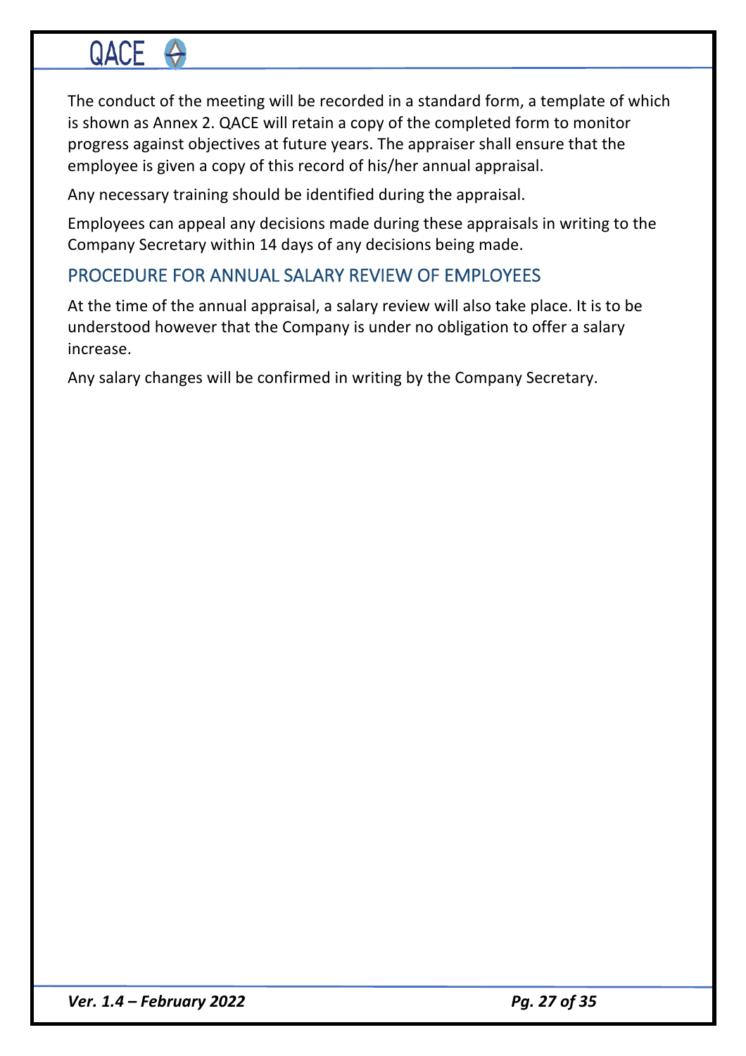The conduct of the meeting will be recorded in a standard form, a template of which is shown as Annex 2. QACE will retain a copy of the completed form to monitor progress against objectives at future years. The appraiser shall ensure that the employee is given a copy of this record of his/her annual appraisal.

Any necessary training should be identified during the appraisal.

Employees can appeal any decisions made during these appraisals in writing to the Company Secretary within 14 days of any decisions being made.

## PROCEDURE FOR ANNUAL SALARY REVIEW OF EMPLOYEES

At the time of the annual appraisal, a salary review will also take place. It is to be understood however that the Company is under no obligation to offer a salary increase.

Any salary changes will be confirmed in writing by the Company Secretary.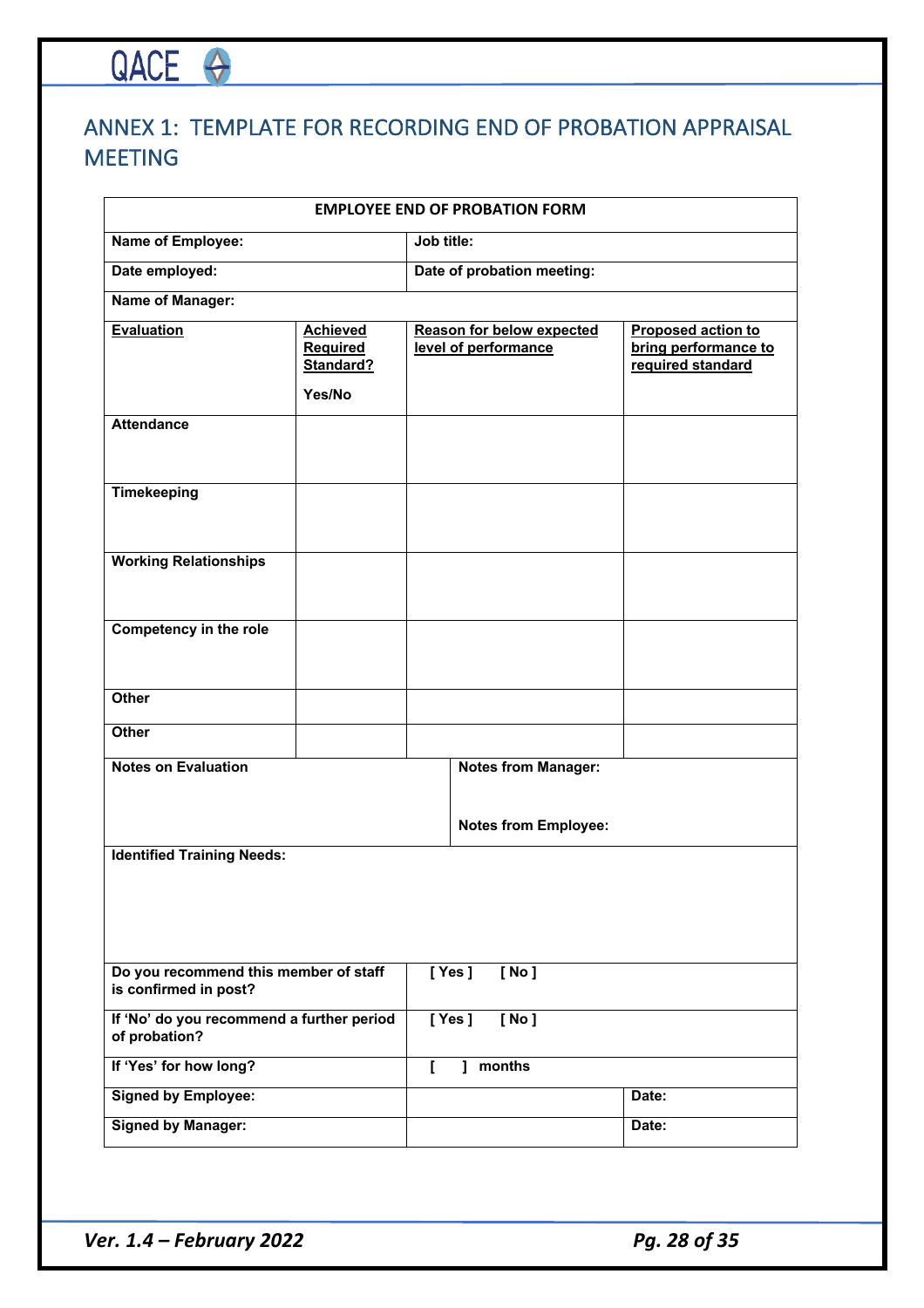## ANNEX 1: TEMPLATE FOR RECORDING END OF PROBATION APPRAISAL MEETING

| EMPLOYEE END OF PROBATION FORM | | | |
|---|---|---|---|
| **Name of Employee:** | | **Job title:** | |
| **Date employed:** | | **Date of probation meeting:** | |
| **Name of Manager:** | | | |
| **Evaluation** | **Achieved Required Standard?** Yes/No | **Reason for below expected level of performance** | **Proposed action to bring performance to required standard** |
| **Attendance** | | | |
| **Timekeeping** | | | |
| **Working Relationships** | | | |
| **Competency in the role** | | | |
| **Other** | | | |
| **Other** | | | |
| **Notes on Evaluation** | | **Notes from Manager:** <br> **Notes from Employee:** | |
| **Identified Training Needs:** | | | |
| **Do you recommend this member of staff is confirmed in post?** | | [ Yes ] [ No ] | |
| **If 'No' do you recommend a further period of probation?** | | [ Yes ] [ No ] | |
| **If 'Yes' for how long?** | | [ ] months | |
| **Signed by Employee:** | | | **Date:** |
| **Signed by Manager:** | | | **Date:** |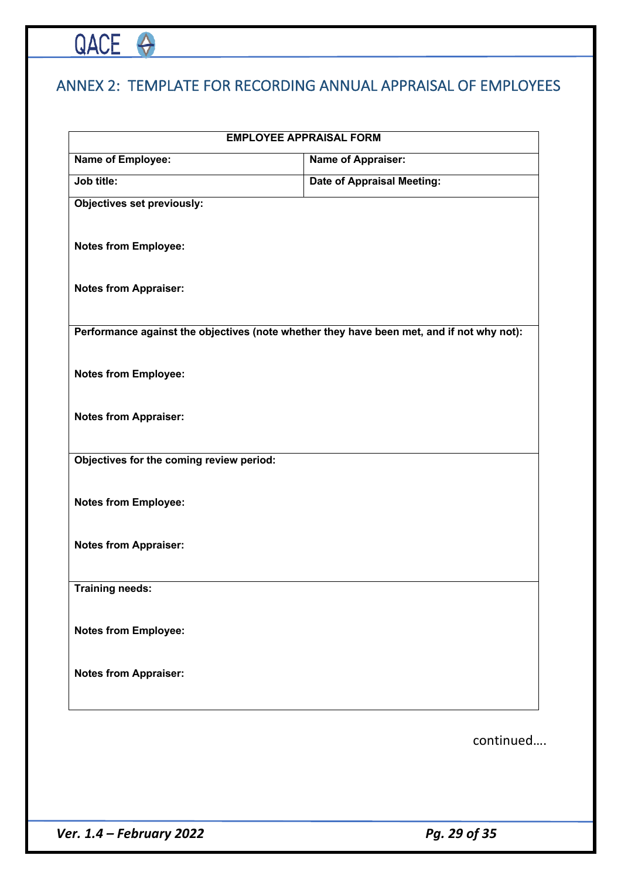## ANNEX 2: TEMPLATE FOR RECORDING ANNUAL APPRAISAL OF EMPLOYEES

| EMPLOYEE APPRAISAL FORM | |
|---|---|
| **Name of Employee:** | **Name of Appraiser:** |
| **Job title:** | **Date of Appraisal Meeting:** |
| **Objectives set previously:**<br><br>**Notes from Employee:**<br><br>**Notes from Appraiser:** | |
| **Performance against the objectives (note whether they have been met, and if not why not):**<br><br>**Notes from Employee:**<br><br>**Notes from Appraiser:** | |
| **Objectives for the coming review period:**<br><br>**Notes from Employee:**<br><br>**Notes from Appraiser:** | |
| **Training needs:**<br><br>**Notes from Employee:**<br><br>**Notes from Appraiser:** | |

continued….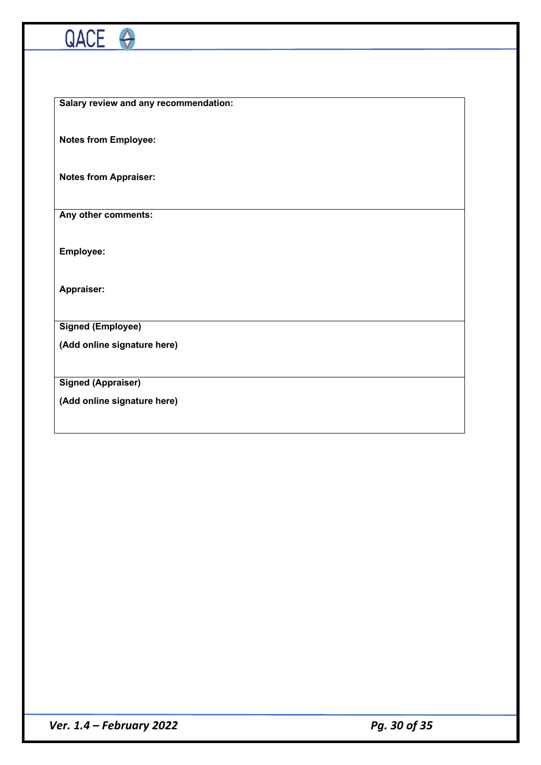| **Salary review and any recommendation:**<br><br>**Notes from Employee:**<br><br>**Notes from Appraiser:** |
|---|
| **Any other comments:**<br><br>**Employee:**<br><br>**Appraiser:** |
| **Signed (Employee)**<br><br>**(Add online signature here)** |
| **Signed (Appraiser)**<br><br>**(Add online signature here)** |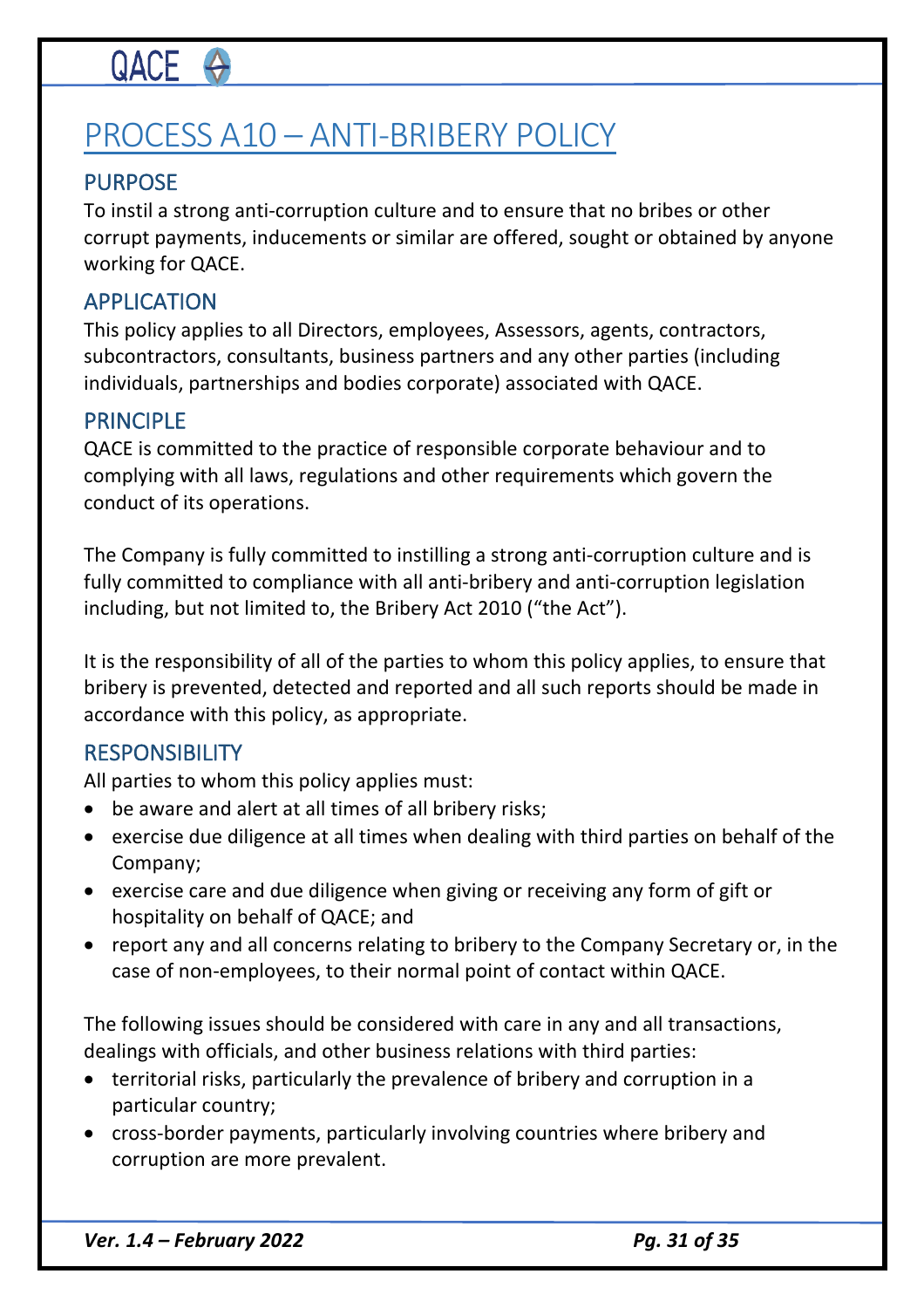# PROCESS A10 – ANTI-BRIBERY POLICY

## PURPOSE

To instil a strong anti-corruption culture and to ensure that no bribes or other corrupt payments, inducements or similar are offered, sought or obtained by anyone working for QACE.

## APPLICATION

This policy applies to all Directors, employees, Assessors, agents, contractors, subcontractors, consultants, business partners and any other parties (including individuals, partnerships and bodies corporate) associated with QACE.

## PRINCIPLE

QACE is committed to the practice of responsible corporate behaviour and to complying with all laws, regulations and other requirements which govern the conduct of its operations.

The Company is fully committed to instilling a strong anti-corruption culture and is fully committed to compliance with all anti-bribery and anti-corruption legislation including, but not limited to, the Bribery Act 2010 ("the Act").

It is the responsibility of all of the parties to whom this policy applies, to ensure that bribery is prevented, detected and reported and all such reports should be made in accordance with this policy, as appropriate.

## RESPONSIBILITY

All parties to whom this policy applies must:

- be aware and alert at all times of all bribery risks;
- exercise due diligence at all times when dealing with third parties on behalf of the Company;
- exercise care and due diligence when giving or receiving any form of gift or hospitality on behalf of QACE; and
- report any and all concerns relating to bribery to the Company Secretary or, in the case of non-employees, to their normal point of contact within QACE.

The following issues should be considered with care in any and all transactions, dealings with officials, and other business relations with third parties:

- territorial risks, particularly the prevalence of bribery and corruption in a particular country;
- cross-border payments, particularly involving countries where bribery and corruption are more prevalent.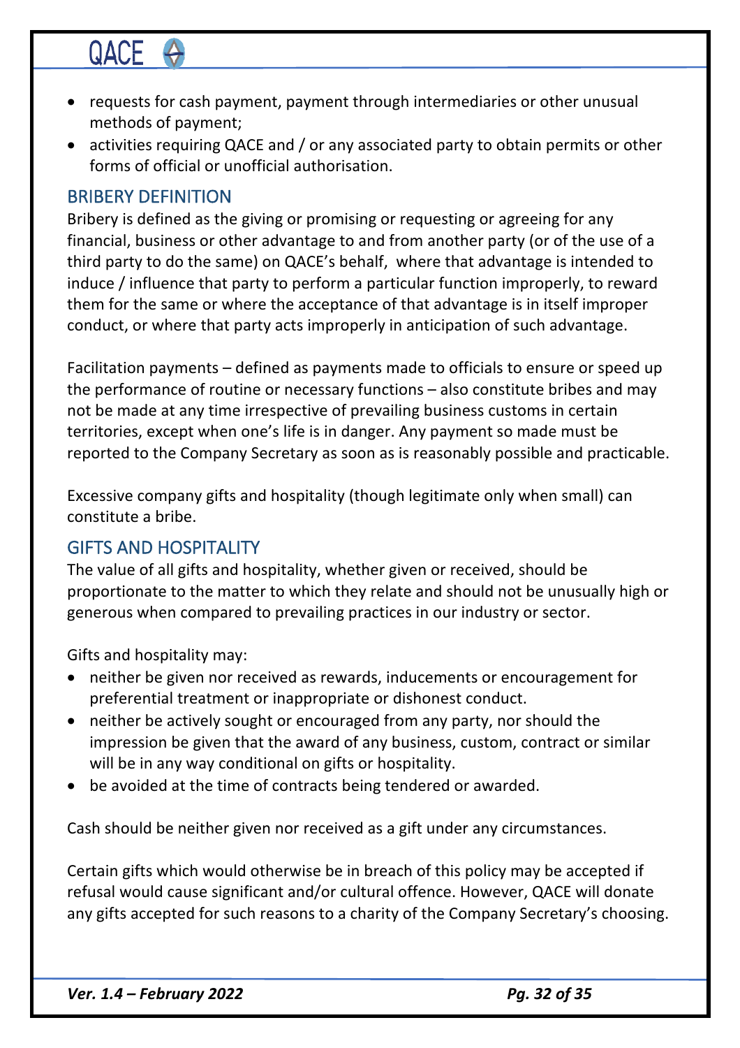- requests for cash payment, payment through intermediaries or other unusual methods of payment;
- activities requiring QACE and / or any associated party to obtain permits or other forms of official or unofficial authorisation.

## BRIBERY DEFINITION

Bribery is defined as the giving or promising or requesting or agreeing for any financial, business or other advantage to and from another party (or of the use of a third party to do the same) on QACE's behalf, where that advantage is intended to induce / influence that party to perform a particular function improperly, to reward them for the same or where the acceptance of that advantage is in itself improper conduct, or where that party acts improperly in anticipation of such advantage.

Facilitation payments – defined as payments made to officials to ensure or speed up the performance of routine or necessary functions – also constitute bribes and may not be made at any time irrespective of prevailing business customs in certain territories, except when one's life is in danger. Any payment so made must be reported to the Company Secretary as soon as is reasonably possible and practicable.

Excessive company gifts and hospitality (though legitimate only when small) can constitute a bribe.

## GIFTS AND HOSPITALITY

The value of all gifts and hospitality, whether given or received, should be proportionate to the matter to which they relate and should not be unusually high or generous when compared to prevailing practices in our industry or sector.

Gifts and hospitality may:

- neither be given nor received as rewards, inducements or encouragement for preferential treatment or inappropriate or dishonest conduct.
- neither be actively sought or encouraged from any party, nor should the impression be given that the award of any business, custom, contract or similar will be in any way conditional on gifts or hospitality.
- be avoided at the time of contracts being tendered or awarded.

Cash should be neither given nor received as a gift under any circumstances.

Certain gifts which would otherwise be in breach of this policy may be accepted if refusal would cause significant and/or cultural offence. However, QACE will donate any gifts accepted for such reasons to a charity of the Company Secretary's choosing.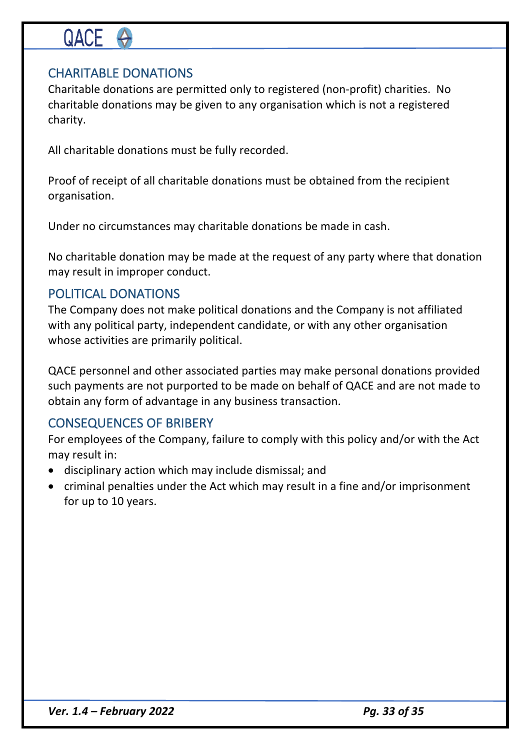## CHARITABLE DONATIONS

Charitable donations are permitted only to registered (non-profit) charities. No charitable donations may be given to any organisation which is not a registered charity.

All charitable donations must be fully recorded.

Proof of receipt of all charitable donations must be obtained from the recipient organisation.

Under no circumstances may charitable donations be made in cash.

No charitable donation may be made at the request of any party where that donation may result in improper conduct.

## POLITICAL DONATIONS

The Company does not make political donations and the Company is not affiliated with any political party, independent candidate, or with any other organisation whose activities are primarily political.

QACE personnel and other associated parties may make personal donations provided such payments are not purported to be made on behalf of QACE and are not made to obtain any form of advantage in any business transaction.

## CONSEQUENCES OF BRIBERY

For employees of the Company, failure to comply with this policy and/or with the Act may result in:

- disciplinary action which may include dismissal; and
- criminal penalties under the Act which may result in a fine and/or imprisonment for up to 10 years.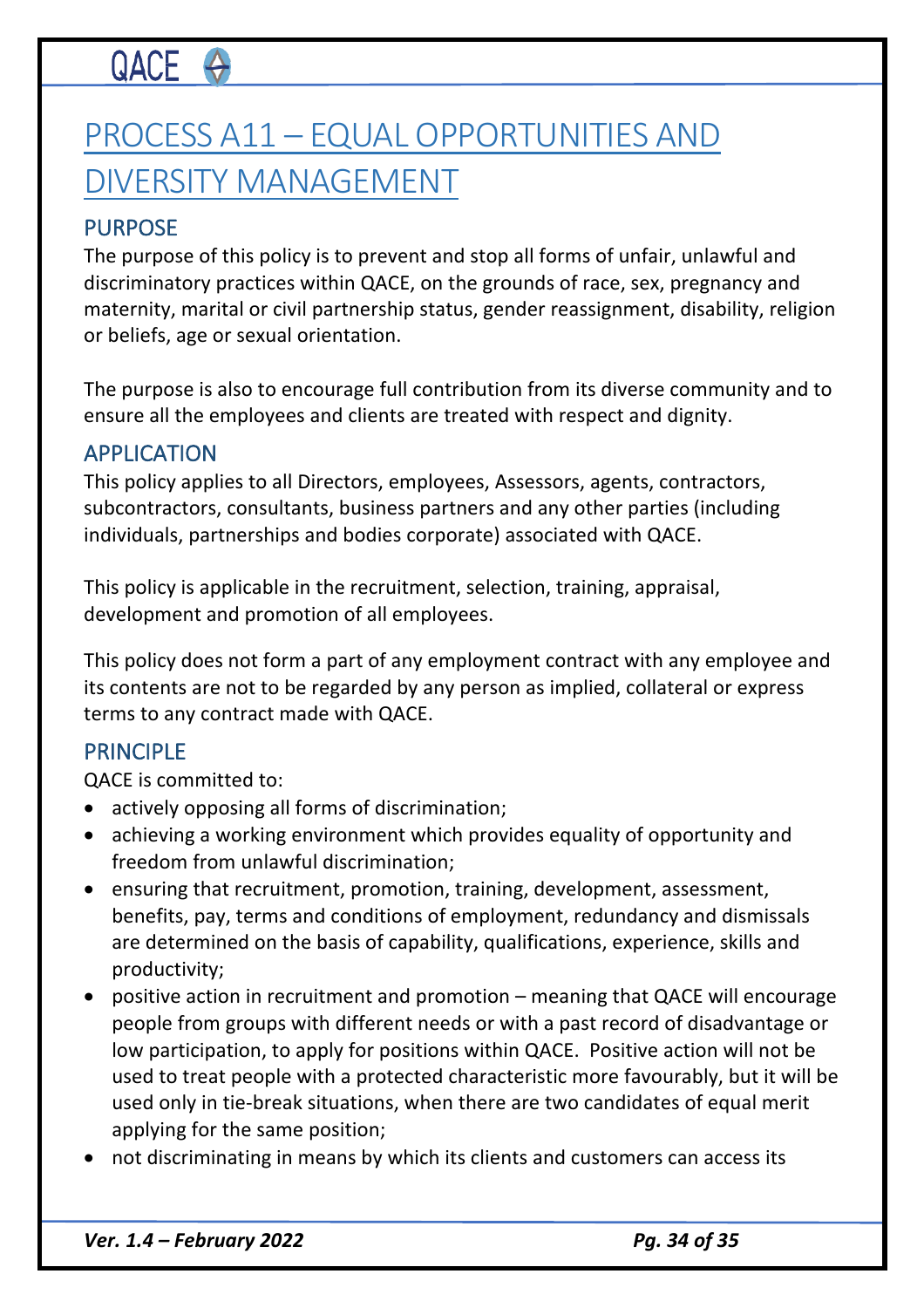# PROCESS A11 – EQUAL OPPORTUNITIES AND DIVERSITY MANAGEMENT

## PURPOSE

The purpose of this policy is to prevent and stop all forms of unfair, unlawful and discriminatory practices within QACE, on the grounds of race, sex, pregnancy and maternity, marital or civil partnership status, gender reassignment, disability, religion or beliefs, age or sexual orientation.

The purpose is also to encourage full contribution from its diverse community and to ensure all the employees and clients are treated with respect and dignity.

## APPLICATION

This policy applies to all Directors, employees, Assessors, agents, contractors, subcontractors, consultants, business partners and any other parties (including individuals, partnerships and bodies corporate) associated with QACE.

This policy is applicable in the recruitment, selection, training, appraisal, development and promotion of all employees.

This policy does not form a part of any employment contract with any employee and its contents are not to be regarded by any person as implied, collateral or express terms to any contract made with QACE.

## PRINCIPLE

QACE is committed to:

- actively opposing all forms of discrimination;
- achieving a working environment which provides equality of opportunity and freedom from unlawful discrimination;
- ensuring that recruitment, promotion, training, development, assessment, benefits, pay, terms and conditions of employment, redundancy and dismissals are determined on the basis of capability, qualifications, experience, skills and productivity;
- positive action in recruitment and promotion – meaning that QACE will encourage people from groups with different needs or with a past record of disadvantage or low participation, to apply for positions within QACE. Positive action will not be used to treat people with a protected characteristic more favourably, but it will be used only in tie-break situations, when there are two candidates of equal merit applying for the same position;
- not discriminating in means by which its clients and customers can access its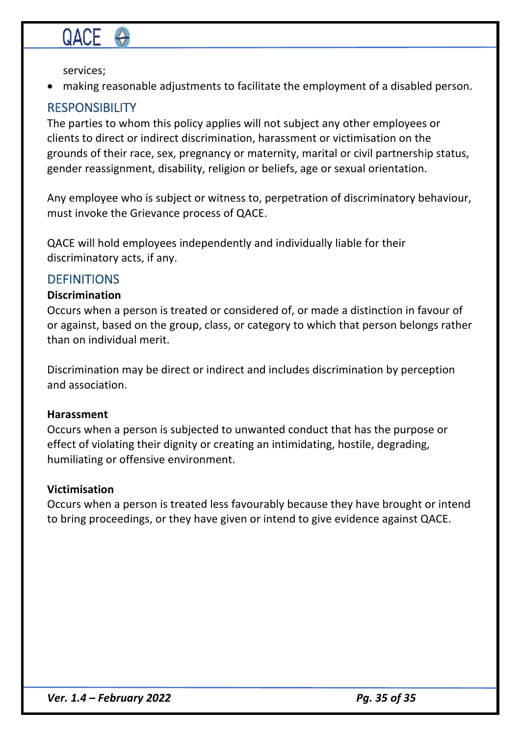services;

- making reasonable adjustments to facilitate the employment of a disabled person.

## RESPONSIBILITY

The parties to whom this policy applies will not subject any other employees or clients to direct or indirect discrimination, harassment or victimisation on the grounds of their race, sex, pregnancy or maternity, marital or civil partnership status, gender reassignment, disability, religion or beliefs, age or sexual orientation.

Any employee who is subject or witness to, perpetration of discriminatory behaviour, must invoke the Grievance process of QACE.

QACE will hold employees independently and individually liable for their discriminatory acts, if any.

## DEFINITIONS

**Discrimination**

Occurs when a person is treated or considered of, or made a distinction in favour of or against, based on the group, class, or category to which that person belongs rather than on individual merit.

Discrimination may be direct or indirect and includes discrimination by perception and association.

**Harassment**

Occurs when a person is subjected to unwanted conduct that has the purpose or effect of violating their dignity or creating an intimidating, hostile, degrading, humiliating or offensive environment.

**Victimisation**

Occurs when a person is treated less favourably because they have brought or intend to bring proceedings, or they have given or intend to give evidence against QACE.